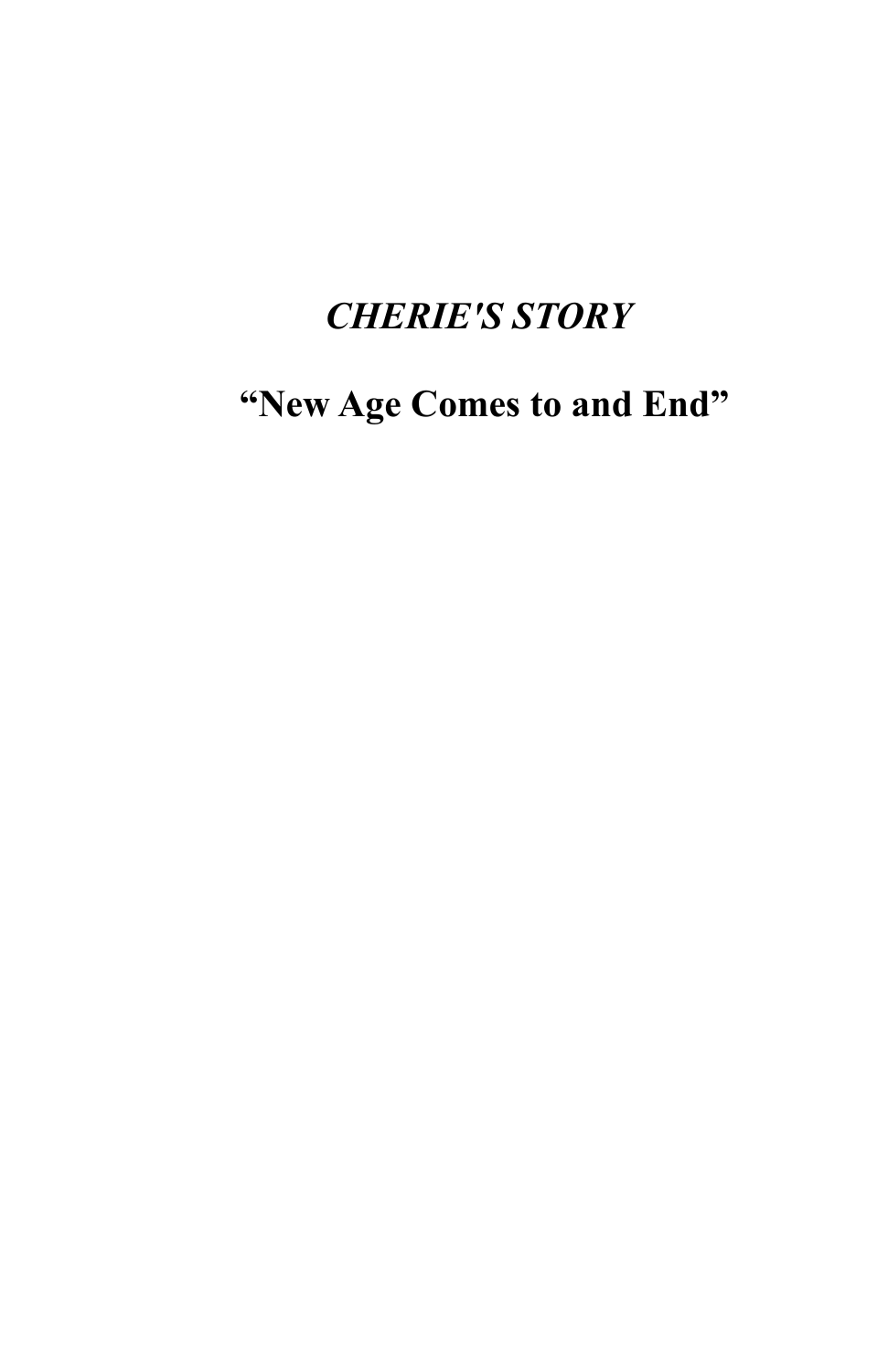# *CHERIE'S STORY*

## "New Age Comes to and End"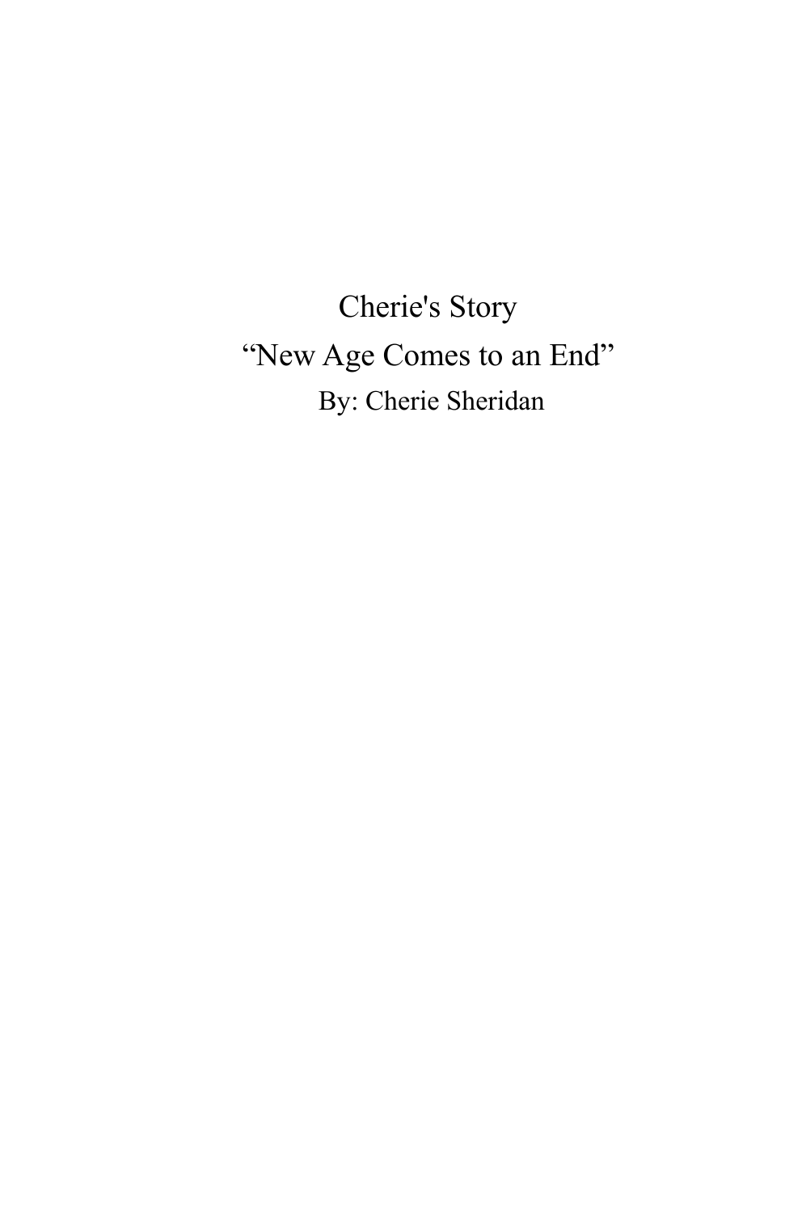# Cherie's Story

## “New Age Comes to an End”

By: Cherie Sheridan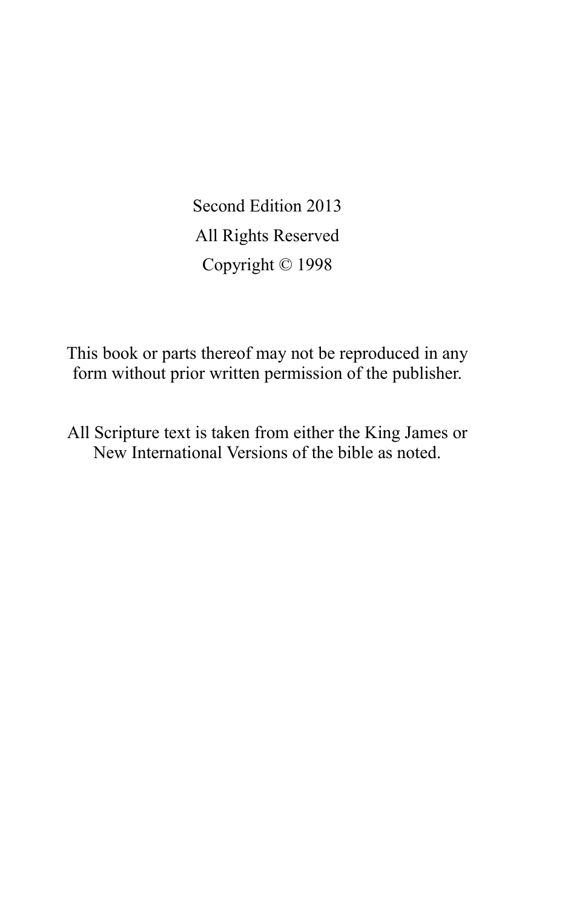Second Edition 2013

All Rights Reserved

Copyright © 1998

This book or parts thereof may not be reproduced in any form without prior written permission of the publisher.

All Scripture text is taken from either the King James or New International Versions of the bible as noted.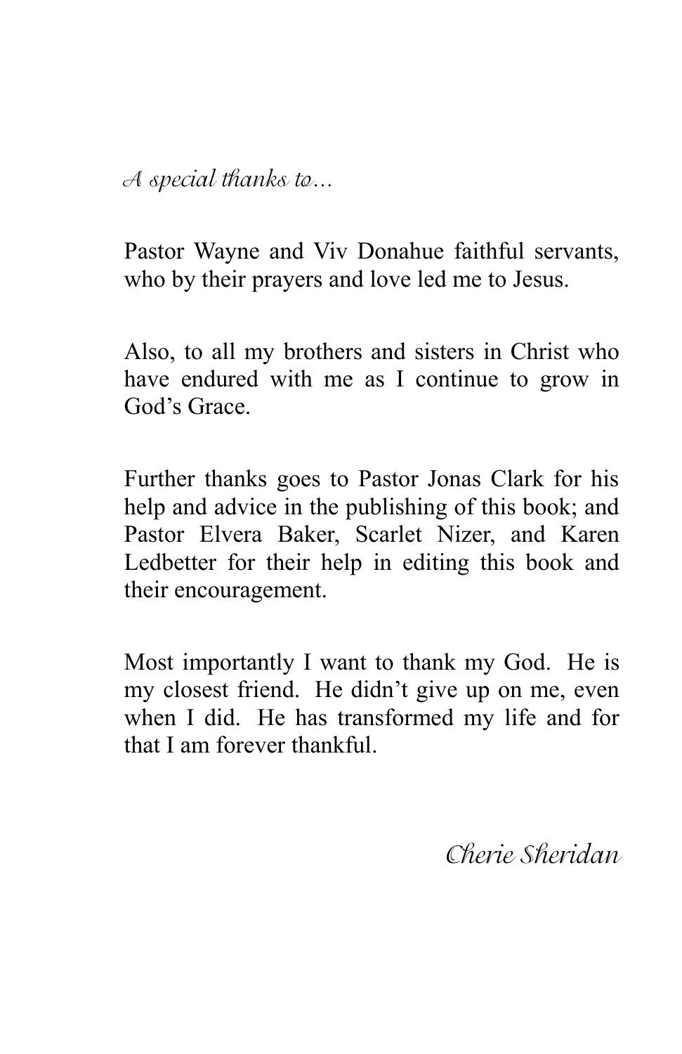*A special thanks to...*

Pastor Wayne and Viv Donahue faithful servants, who by their prayers and love led me to Jesus.

Also, to all my brothers and sisters in Christ who have endured with me as I continue to grow in God's Grace.

Further thanks goes to Pastor Jonas Clark for his help and advice in the publishing of this book; and Pastor Elvera Baker, Scarlet Nizer, and Karen Ledbetter for their help in editing this book and their encouragement.

Most importantly I want to thank my God. He is my closest friend. He didn't give up on me, even when I did. He has transformed my life and for that I am forever thankful.

*Cherie Sheridan*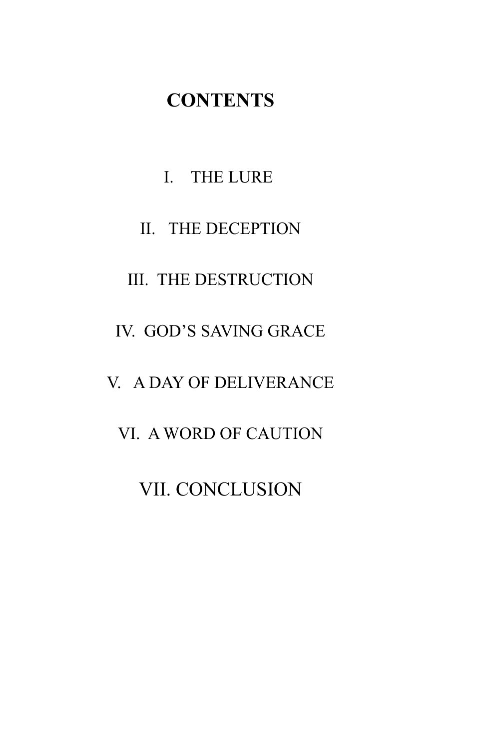# CONTENTS

I. THE LURE

II. THE DECEPTION

III. THE DESTRUCTION

IV. GOD'S SAVING GRACE

V. A DAY OF DELIVERANCE

VI. A WORD OF CAUTION

VII. CONCLUSION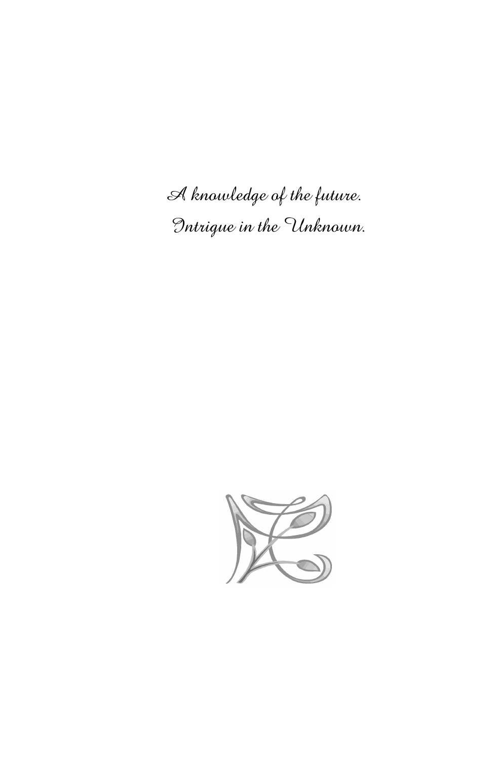*A knowledge of the future.*

*Intrigue in the Unknown.*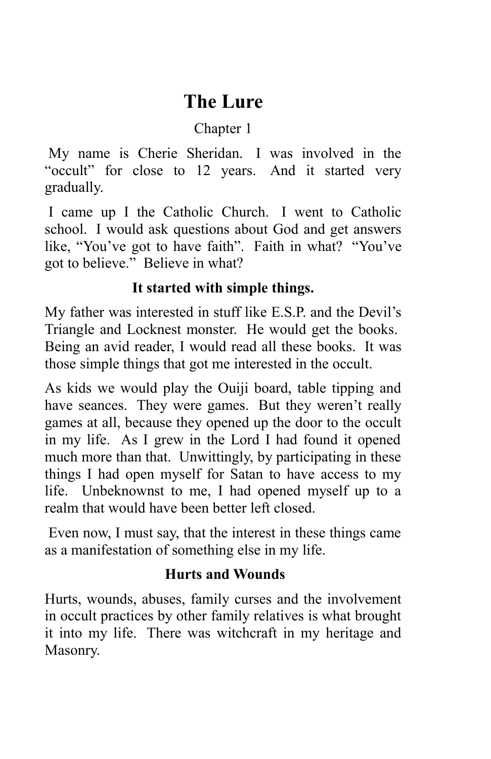# The Lure

Chapter 1

My name is Cherie Sheridan. I was involved in the "occult" for close to 12 years. And it started very gradually.

I came up I the Catholic Church. I went to Catholic school. I would ask questions about God and get answers like, "You've got to have faith". Faith in what? "You've got to believe." Believe in what?

### It started with simple things.

My father was interested in stuff like E.S.P. and the Devil's Triangle and Locknest monster. He would get the books. Being an avid reader, I would read all these books. It was those simple things that got me interested in the occult.

As kids we would play the Ouiji board, table tipping and have seances. They were games. But they weren't really games at all, because they opened up the door to the occult in my life. As I grew in the Lord I had found it opened much more than that. Unwittingly, by participating in these things I had open myself for Satan to have access to my life. Unbeknownst to me, I had opened myself up to a realm that would have been better left closed.

Even now, I must say, that the interest in these things came as a manifestation of something else in my life.

### Hurts and Wounds

Hurts, wounds, abuses, family curses and the involvement in occult practices by other family relatives is what brought it into my life. There was witchcraft in my heritage and Masonry.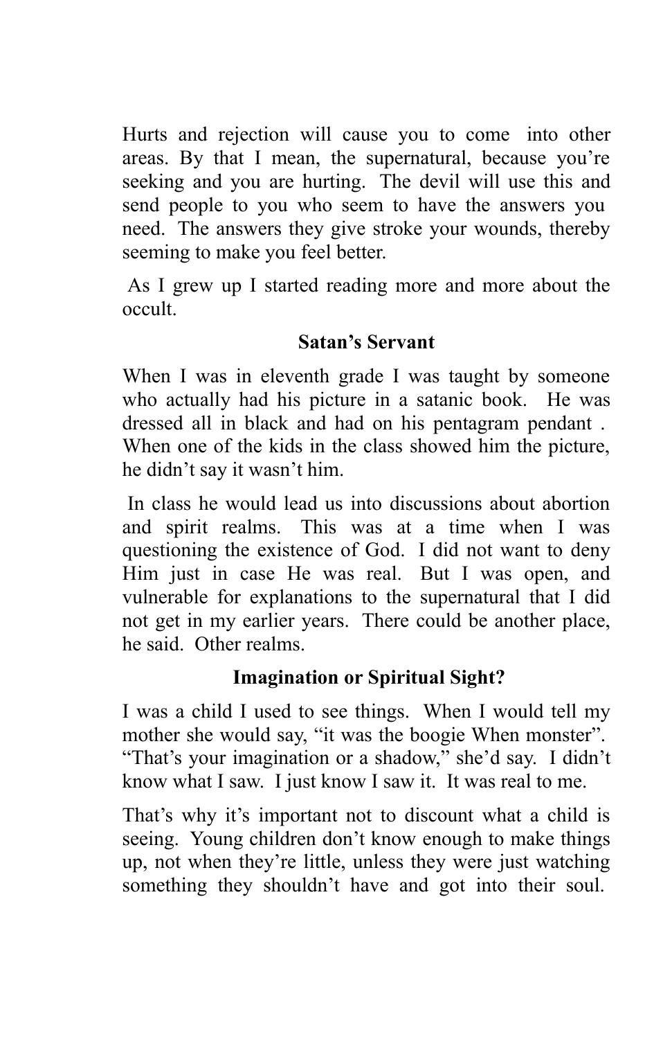Hurts and rejection will cause you to come into other areas. By that I mean, the supernatural, because you're seeking and you are hurting. The devil will use this and send people to you who seem to have the answers you need. The answers they give stroke your wounds, thereby seeming to make you feel better.

As I grew up I started reading more and more about the occult.

## Satan's Servant

When I was in eleventh grade I was taught by someone who actually had his picture in a satanic book. He was dressed all in black and had on his pentagram pendant . When one of the kids in the class showed him the picture, he didn't say it wasn't him.

In class he would lead us into discussions about abortion and spirit realms. This was at a time when I was questioning the existence of God. I did not want to deny Him just in case He was real. But I was open, and vulnerable for explanations to the supernatural that I did not get in my earlier years. There could be another place, he said. Other realms.

## Imagination or Spiritual Sight?

I was a child I used to see things. When I would tell my mother she would say, "it was the boogie When monster". "That's your imagination or a shadow," she'd say. I didn't know what I saw. I just know I saw it. It was real to me.

That's why it's important not to discount what a child is seeing. Young children don't know enough to make things up, not when they're little, unless they were just watching something they shouldn't have and got into their soul.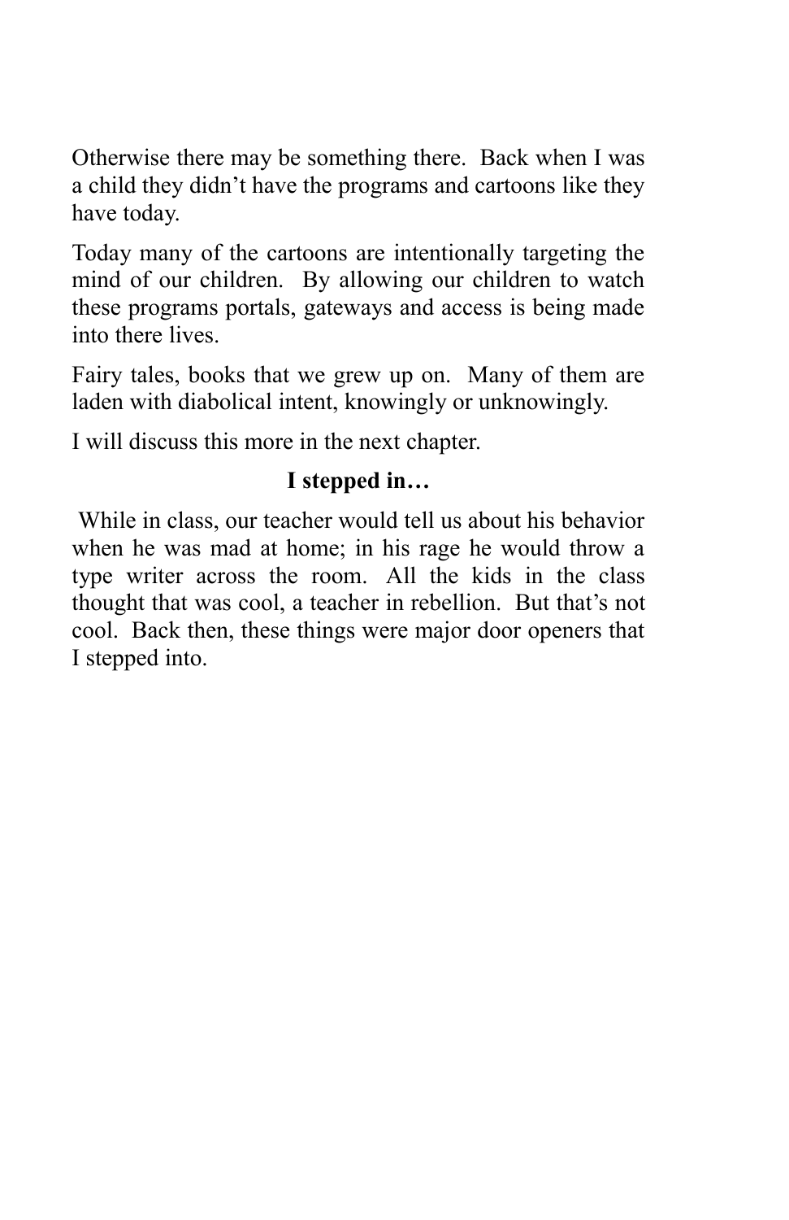Otherwise there may be something there.  Back when I was a child they didn't have the programs and cartoons like they have today.

Today many of the cartoons are intentionally targeting the mind of our children.  By allowing our children to watch these programs portals, gateways and access is being made into there lives.

Fairy tales, books that we grew up on.  Many of them are laden with diabolical intent, knowingly or unknowingly.

I will discuss this more in the next chapter.

**I stepped in…**

While in class, our teacher would tell us about his behavior when he was mad at home; in his rage he would throw a type writer across the room.  All the kids in the class thought that was cool, a teacher in rebellion.  But that's not cool.  Back then, these things were major door openers that I stepped into.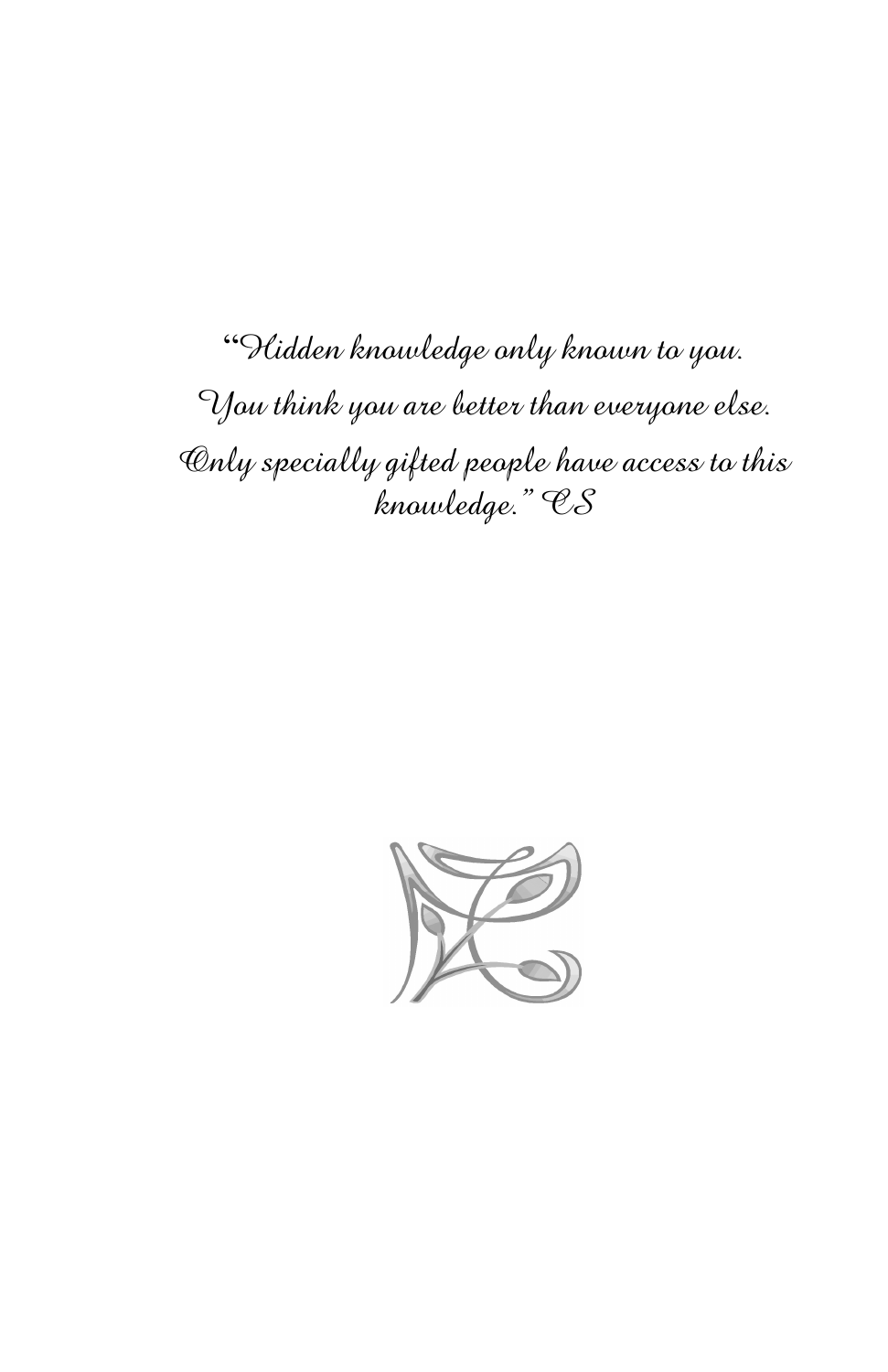*"Hidden knowledge only known to you.*

*You think you are better than everyone else.*

*Only specially gifted people have access to this knowledge." CS*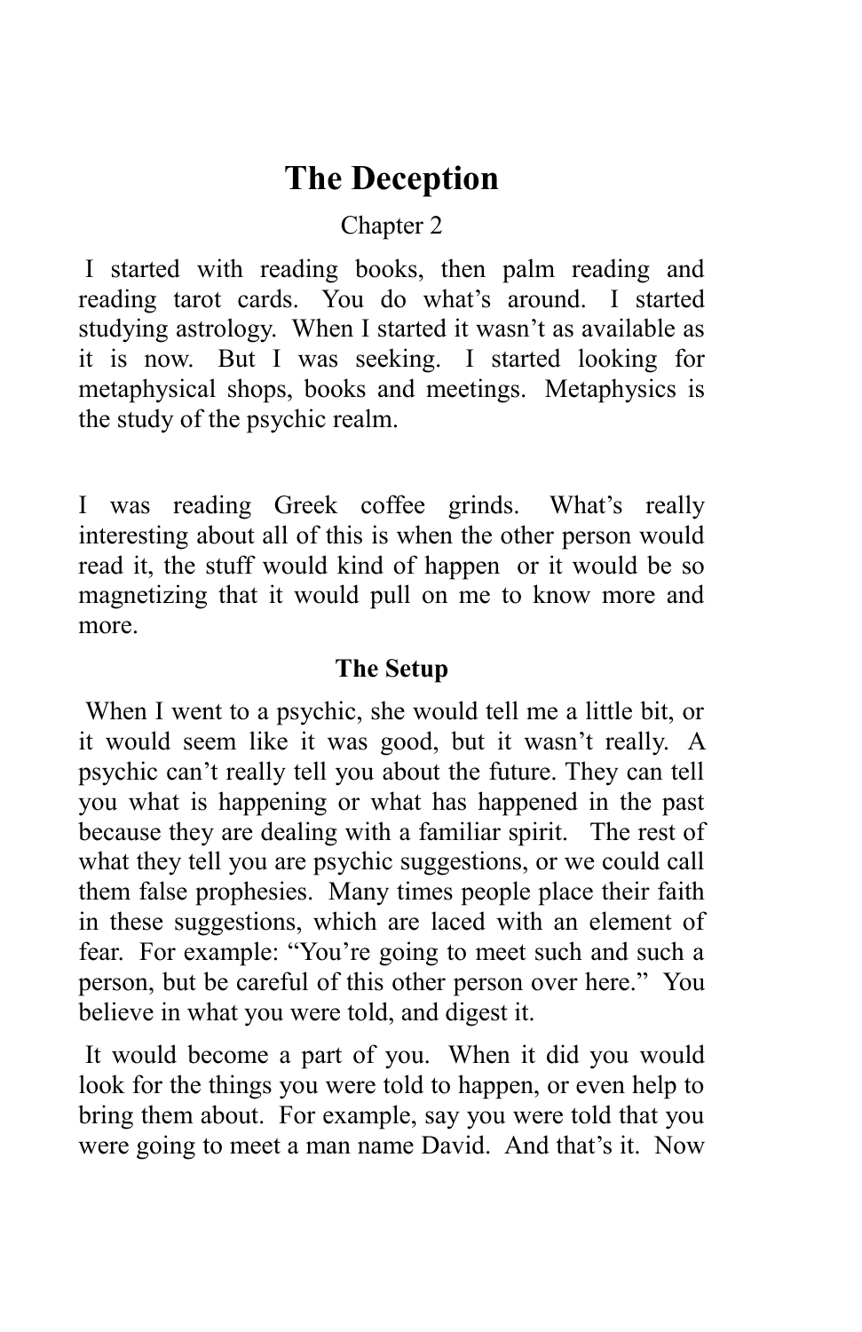# The Deception

Chapter 2

I started with reading books, then palm reading and reading tarot cards. You do what's around. I started studying astrology. When I started it wasn't as available as it is now. But I was seeking. I started looking for metaphysical shops, books and meetings. Metaphysics is the study of the psychic realm.

I was reading Greek coffee grinds. What's really interesting about all of this is when the other person would read it, the stuff would kind of happen or it would be so magnetizing that it would pull on me to know more and more.

**The Setup**

When I went to a psychic, she would tell me a little bit, or it would seem like it was good, but it wasn't really. A psychic can't really tell you about the future. They can tell you what is happening or what has happened in the past because they are dealing with a familiar spirit. The rest of what they tell you are psychic suggestions, or we could call them false prophesies. Many times people place their faith in these suggestions, which are laced with an element of fear. For example: "You're going to meet such and such a person, but be careful of this other person over here." You believe in what you were told, and digest it.

It would become a part of you. When it did you would look for the things you were told to happen, or even help to bring them about. For example, say you were told that you were going to meet a man name David. And that's it. Now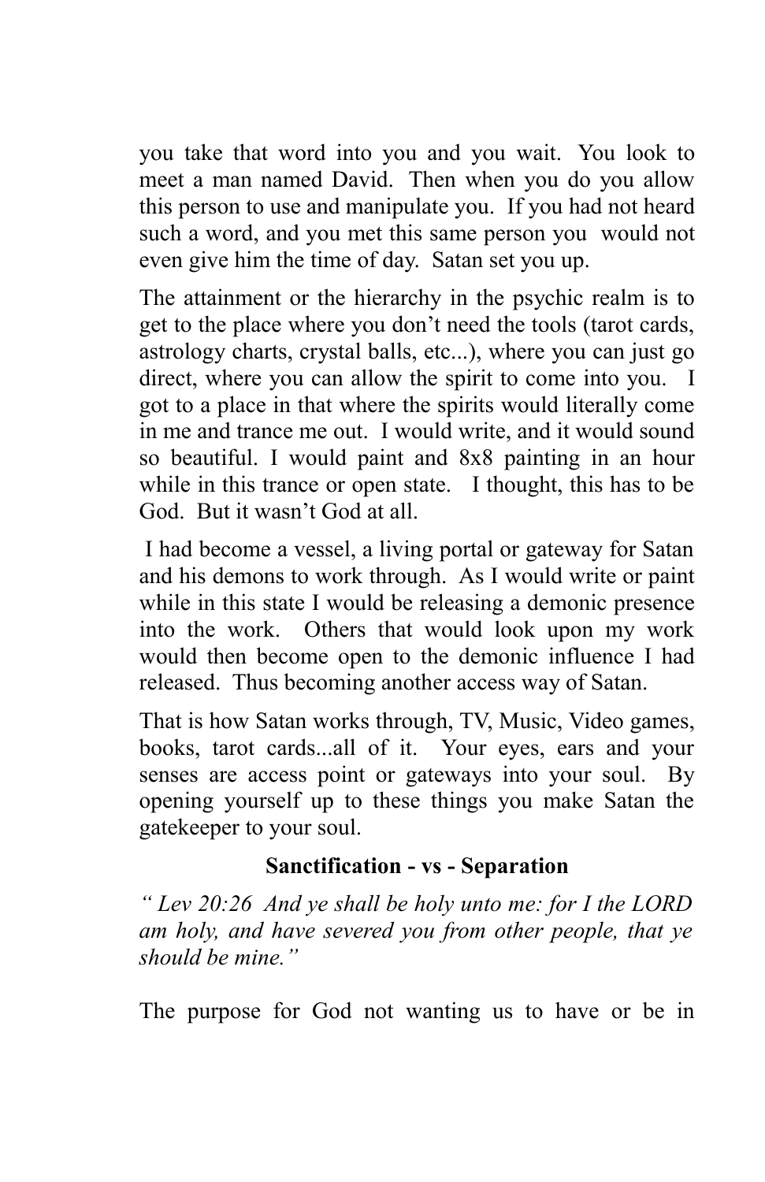you take that word into you and you wait. You look to meet a man named David. Then when you do you allow this person to use and manipulate you. If you had not heard such a word, and you met this same person you would not even give him the time of day. Satan set you up.

The attainment or the hierarchy in the psychic realm is to get to the place where you don't need the tools (tarot cards, astrology charts, crystal balls, etc...), where you can just go direct, where you can allow the spirit to come into you. I got to a place in that where the spirits would literally come in me and trance me out. I would write, and it would sound so beautiful. I would paint and 8x8 painting in an hour while in this trance or open state. I thought, this has to be God. But it wasn't God at all.

I had become a vessel, a living portal or gateway for Satan and his demons to work through. As I would write or paint while in this state I would be releasing a demonic presence into the work. Others that would look upon my work would then become open to the demonic influence I had released. Thus becoming another access way of Satan.

That is how Satan works through, TV, Music, Video games, books, tarot cards...all of it. Your eyes, ears and your senses are access point or gateways into your soul. By opening yourself up to these things you make Satan the gatekeeper to your soul.

**Sanctification - vs - Separation**

*" Lev 20:26 And ye shall be holy unto me: for I the LORD am holy, and have severed you from other people, that ye should be mine."*

The purpose for God not wanting us to have or be in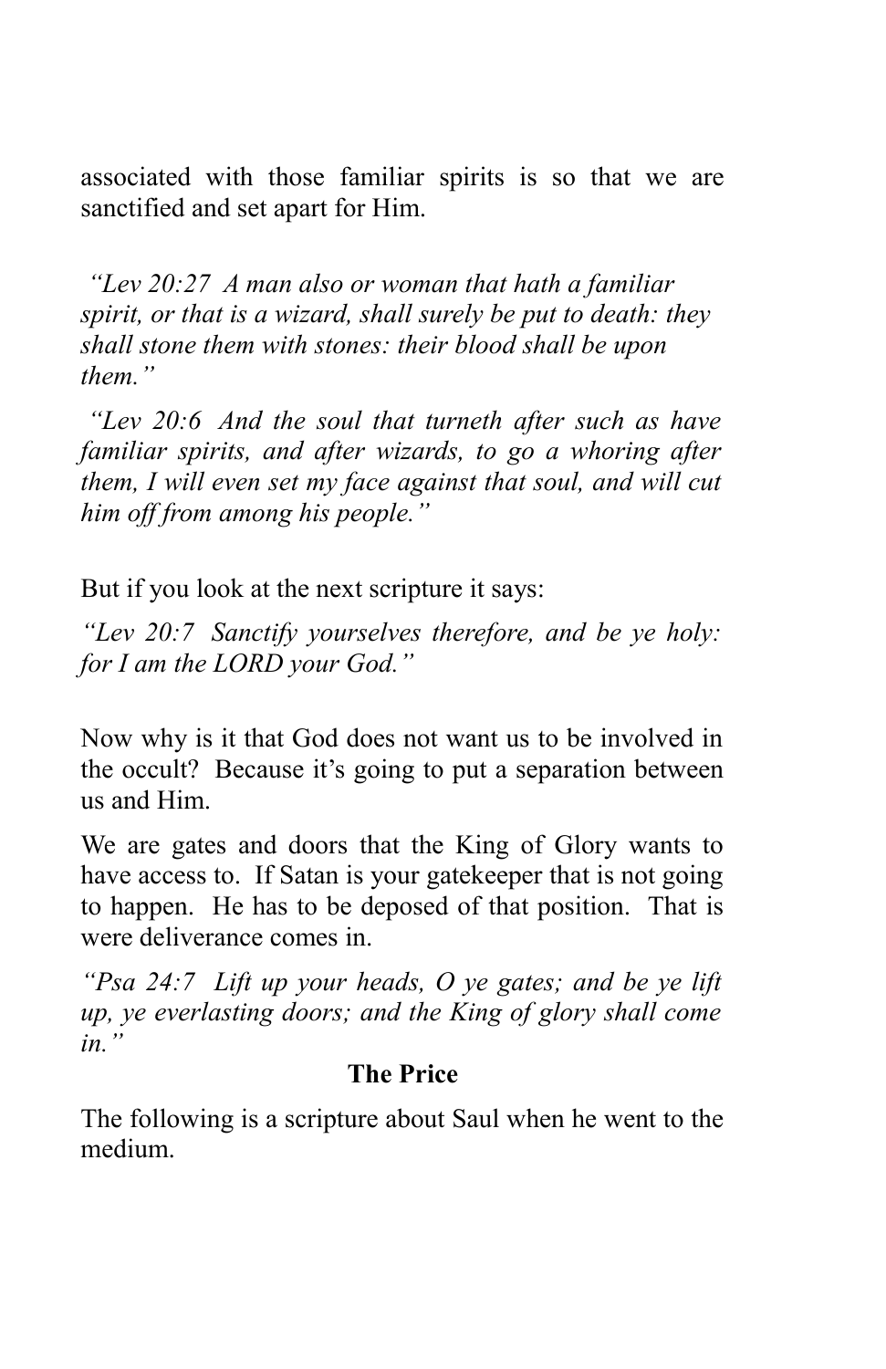associated with those familiar spirits is so that we are sanctified and set apart for Him.

*"Lev 20:27 A man also or woman that hath a familiar spirit, or that is a wizard, shall surely be put to death: they shall stone them with stones: their blood shall be upon them."*

*"Lev 20:6 And the soul that turneth after such as have familiar spirits, and after wizards, to go a whoring after them, I will even set my face against that soul, and will cut him off from among his people."*

But if you look at the next scripture it says:

*"Lev 20:7 Sanctify yourselves therefore, and be ye holy: for I am the LORD your God."*

Now why is it that God does not want us to be involved in the occult? Because it's going to put a separation between us and Him.

We are gates and doors that the King of Glory wants to have access to. If Satan is your gatekeeper that is not going to happen. He has to be deposed of that position. That is were deliverance comes in.

*"Psa 24:7 Lift up your heads, O ye gates; and be ye lift up, ye everlasting doors; and the King of glory shall come in."*

**The Price**

The following is a scripture about Saul when he went to the medium.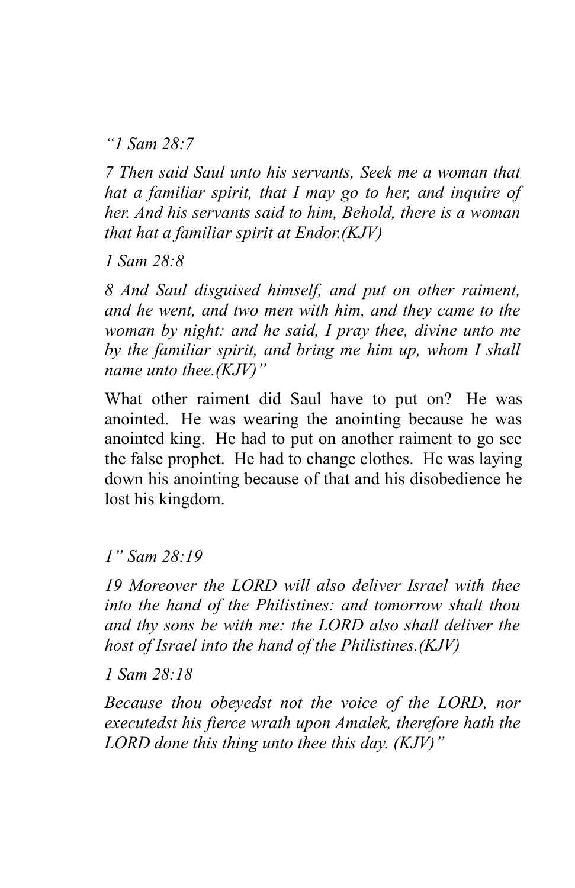*“1 Sam 28:7*

*7 Then said Saul unto his servants, Seek me a woman that hat a familiar spirit, that I may go to her, and inquire of her. And his servants said to him, Behold, there is a woman that hat a familiar spirit at Endor.(KJV)*

*1 Sam 28:8*

*8 And Saul disguised himself, and put on other raiment, and he went, and two men with him, and they came to the woman by night: and he said, I pray thee, divine unto me by the familiar spirit, and bring me him up, whom I shall name unto thee.(KJV)”*

What other raiment did Saul have to put on? He was anointed. He was wearing the anointing because he was anointed king. He had to put on another raiment to go see the false prophet. He had to change clothes. He was laying down his anointing because of that and his disobedience he lost his kingdom.

*1” Sam 28:19*

*19 Moreover the LORD will also deliver Israel with thee into the hand of the Philistines: and tomorrow shalt thou and thy sons be with me: the LORD also shall deliver the host of Israel into the hand of the Philistines.(KJV)*

*1 Sam 28:18*

*Because thou obeyedst not the voice of the LORD, nor executedst his fierce wrath upon Amalek, therefore hath the LORD done this thing unto thee this day. (KJV)”*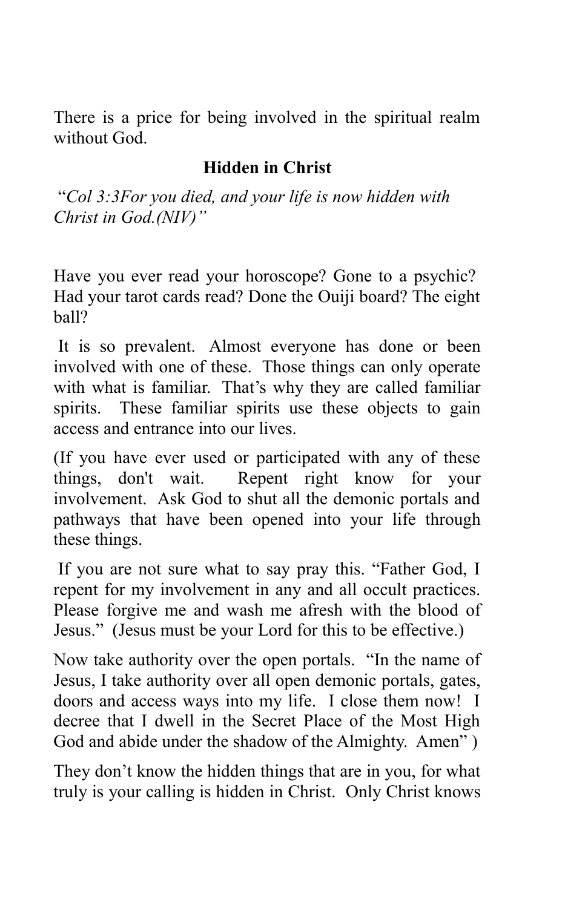There is a price for being involved in the spiritual realm without God.

## Hidden in Christ

"*Col 3:3For you died, and your life is now hidden with Christ in God.(NIV)"*

Have you ever read your horoscope? Gone to a psychic? Had your tarot cards read? Done the Ouiji board? The eight ball?

It is so prevalent. Almost everyone has done or been involved with one of these. Those things can only operate with what is familiar. That's why they are called familiar spirits. These familiar spirits use these objects to gain access and entrance into our lives.

(If you have ever used or participated with any of these things, don't wait. Repent right know for your involvement. Ask God to shut all the demonic portals and pathways that have been opened into your life through these things.

If you are not sure what to say pray this. "Father God, I repent for my involvement in any and all occult practices. Please forgive me and wash me afresh with the blood of Jesus." (Jesus must be your Lord for this to be effective.)

Now take authority over the open portals. "In the name of Jesus, I take authority over all open demonic portals, gates, doors and access ways into my life. I close them now! I decree that I dwell in the Secret Place of the Most High God and abide under the shadow of the Almighty. Amen" )

They don't know the hidden things that are in you, for what truly is your calling is hidden in Christ. Only Christ knows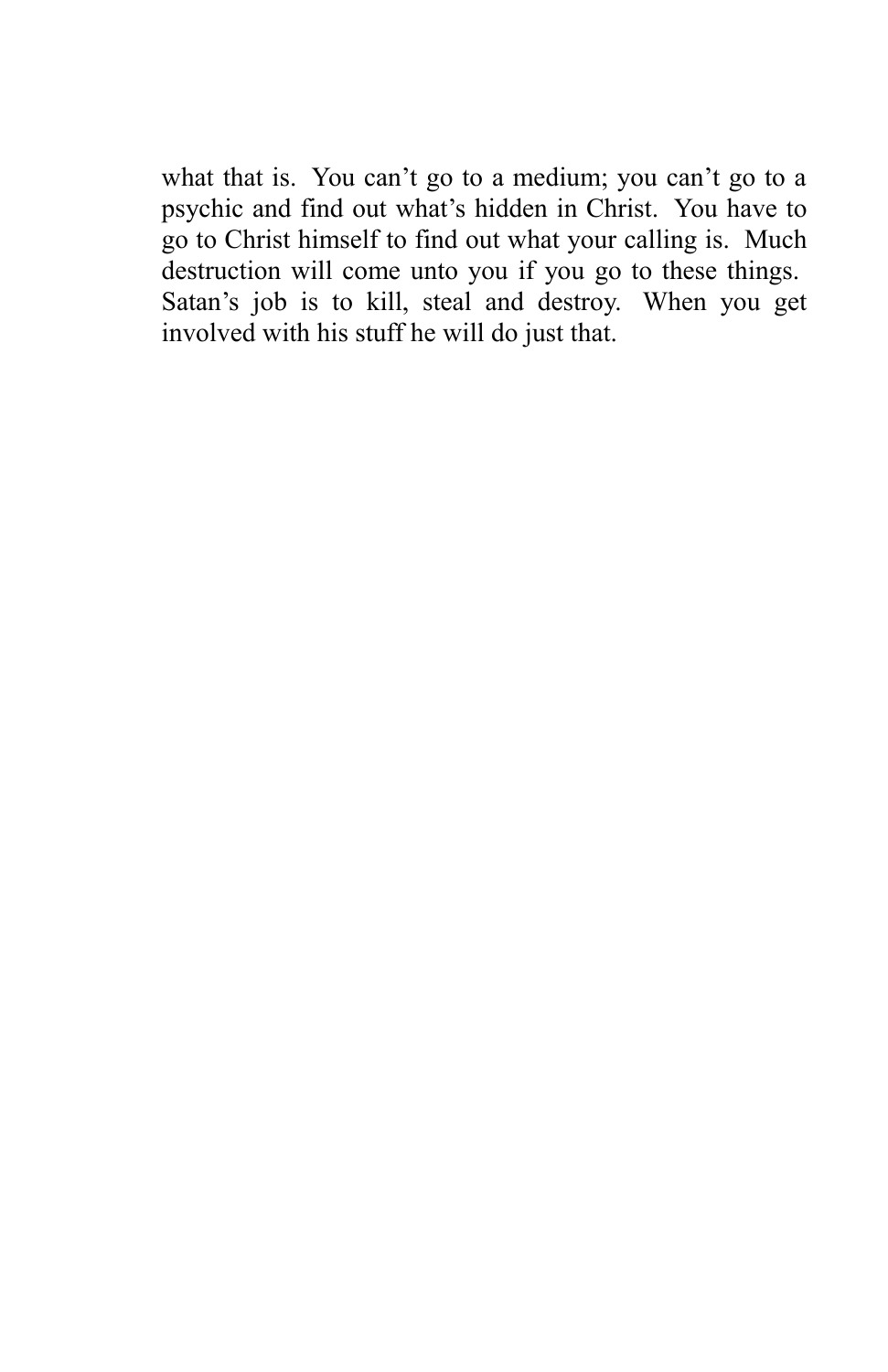what that is. You can't go to a medium; you can't go to a psychic and find out what's hidden in Christ. You have to go to Christ himself to find out what your calling is. Much destruction will come unto you if you go to these things. Satan's job is to kill, steal and destroy. When you get involved with his stuff he will do just that.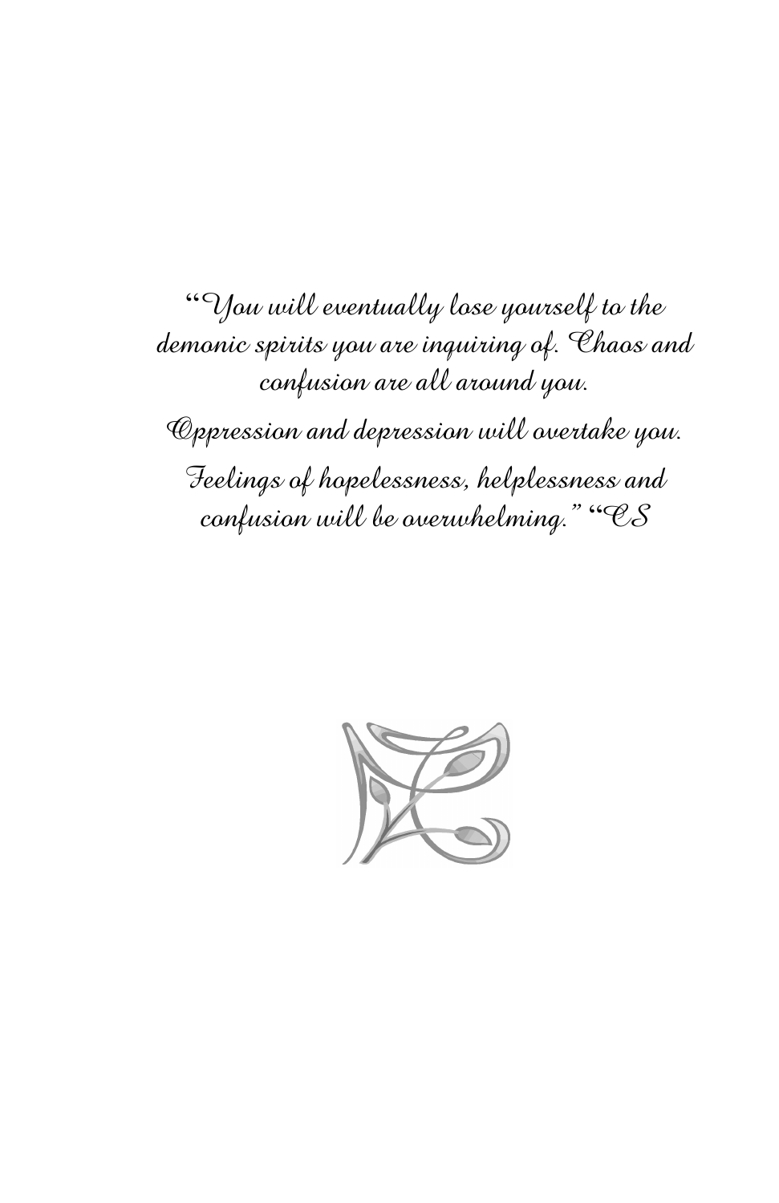*"You will eventually lose yourself to the demonic spirits you are inquiring of. Chaos and confusion are all around you.*

*Oppression and depression will overtake you.*

*Feelings of hopelessness, helplessness and confusion will be overwhelming." "CS*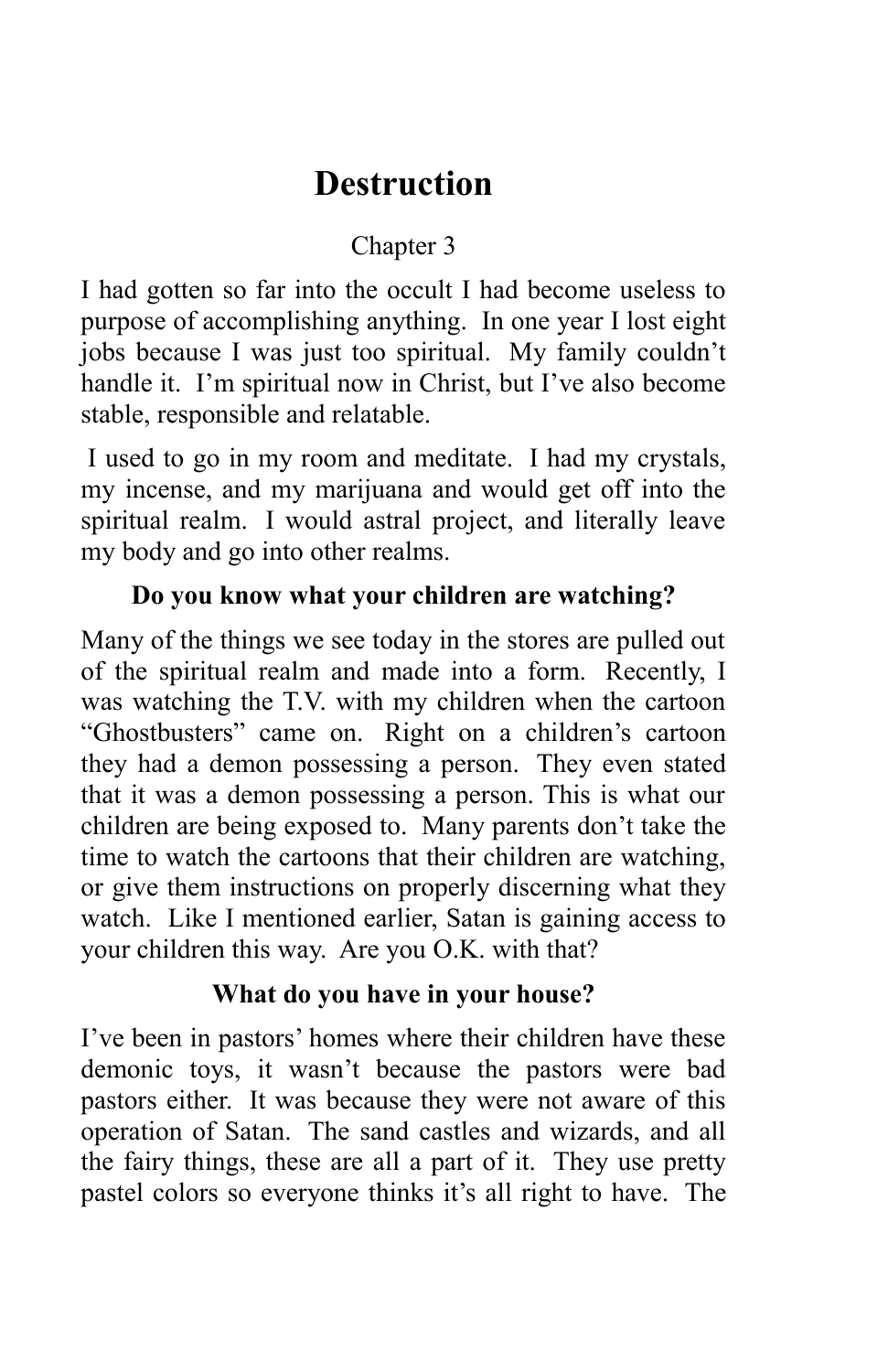# Destruction

Chapter 3

I had gotten so far into the occult I had become useless to purpose of accomplishing anything. In one year I lost eight jobs because I was just too spiritual. My family couldn't handle it. I'm spiritual now in Christ, but I've also become stable, responsible and relatable.

I used to go in my room and meditate. I had my crystals, my incense, and my marijuana and would get off into the spiritual realm. I would astral project, and literally leave my body and go into other realms.

**Do you know what your children are watching?**

Many of the things we see today in the stores are pulled out of the spiritual realm and made into a form. Recently, I was watching the T.V. with my children when the cartoon "Ghostbusters" came on. Right on a children's cartoon they had a demon possessing a person. They even stated that it was a demon possessing a person. This is what our children are being exposed to. Many parents don't take the time to watch the cartoons that their children are watching, or give them instructions on properly discerning what they watch. Like I mentioned earlier, Satan is gaining access to your children this way. Are you O.K. with that?

**What do you have in your house?**

I've been in pastors' homes where their children have these demonic toys, it wasn't because the pastors were bad pastors either. It was because they were not aware of this operation of Satan. The sand castles and wizards, and all the fairy things, these are all a part of it. They use pretty pastel colors so everyone thinks it's all right to have. The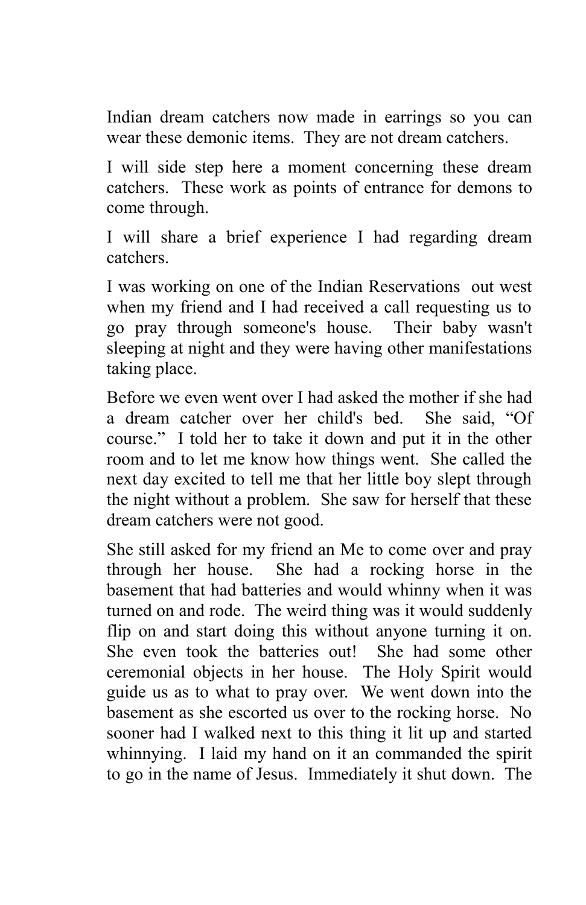Indian dream catchers now made in earrings so you can wear these demonic items. They are not dream catchers.

I will side step here a moment concerning these dream catchers. These work as points of entrance for demons to come through.

I will share a brief experience I had regarding dream catchers.

I was working on one of the Indian Reservations out west when my friend and I had received a call requesting us to go pray through someone's house. Their baby wasn't sleeping at night and they were having other manifestations taking place.

Before we even went over I had asked the mother if she had a dream catcher over her child's bed. She said, "Of course." I told her to take it down and put it in the other room and to let me know how things went. She called the next day excited to tell me that her little boy slept through the night without a problem. She saw for herself that these dream catchers were not good.

She still asked for my friend an Me to come over and pray through her house. She had a rocking horse in the basement that had batteries and would whinny when it was turned on and rode. The weird thing was it would suddenly flip on and start doing this without anyone turning it on. She even took the batteries out! She had some other ceremonial objects in her house. The Holy Spirit would guide us as to what to pray over. We went down into the basement as she escorted us over to the rocking horse. No sooner had I walked next to this thing it lit up and started whinnying. I laid my hand on it an commanded the spirit to go in the name of Jesus. Immediately it shut down. The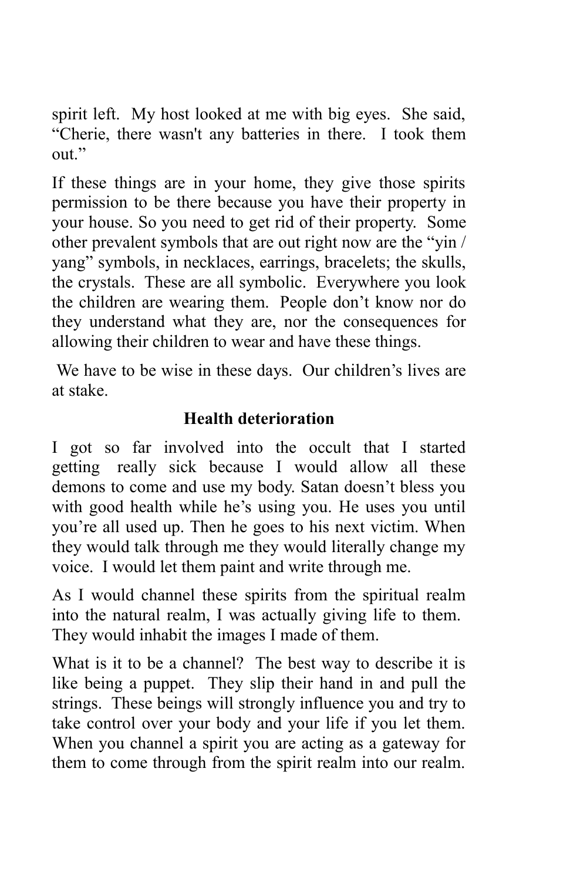spirit left. My host looked at me with big eyes. She said, "Cherie, there wasn't any batteries in there. I took them out."

If these things are in your home, they give those spirits permission to be there because you have their property in your house. So you need to get rid of their property. Some other prevalent symbols that are out right now are the "yin / yang" symbols, in necklaces, earrings, bracelets; the skulls, the crystals. These are all symbolic. Everywhere you look the children are wearing them. People don't know nor do they understand what they are, nor the consequences for allowing their children to wear and have these things.

We have to be wise in these days. Our children's lives are at stake.

**Health deterioration**

I got so far involved into the occult that I started getting really sick because I would allow all these demons to come and use my body. Satan doesn't bless you with good health while he's using you. He uses you until you're all used up. Then he goes to his next victim. When they would talk through me they would literally change my voice. I would let them paint and write through me.

As I would channel these spirits from the spiritual realm into the natural realm, I was actually giving life to them. They would inhabit the images I made of them.

What is it to be a channel? The best way to describe it is like being a puppet. They slip their hand in and pull the strings. These beings will strongly influence you and try to take control over your body and your life if you let them. When you channel a spirit you are acting as a gateway for them to come through from the spirit realm into our realm.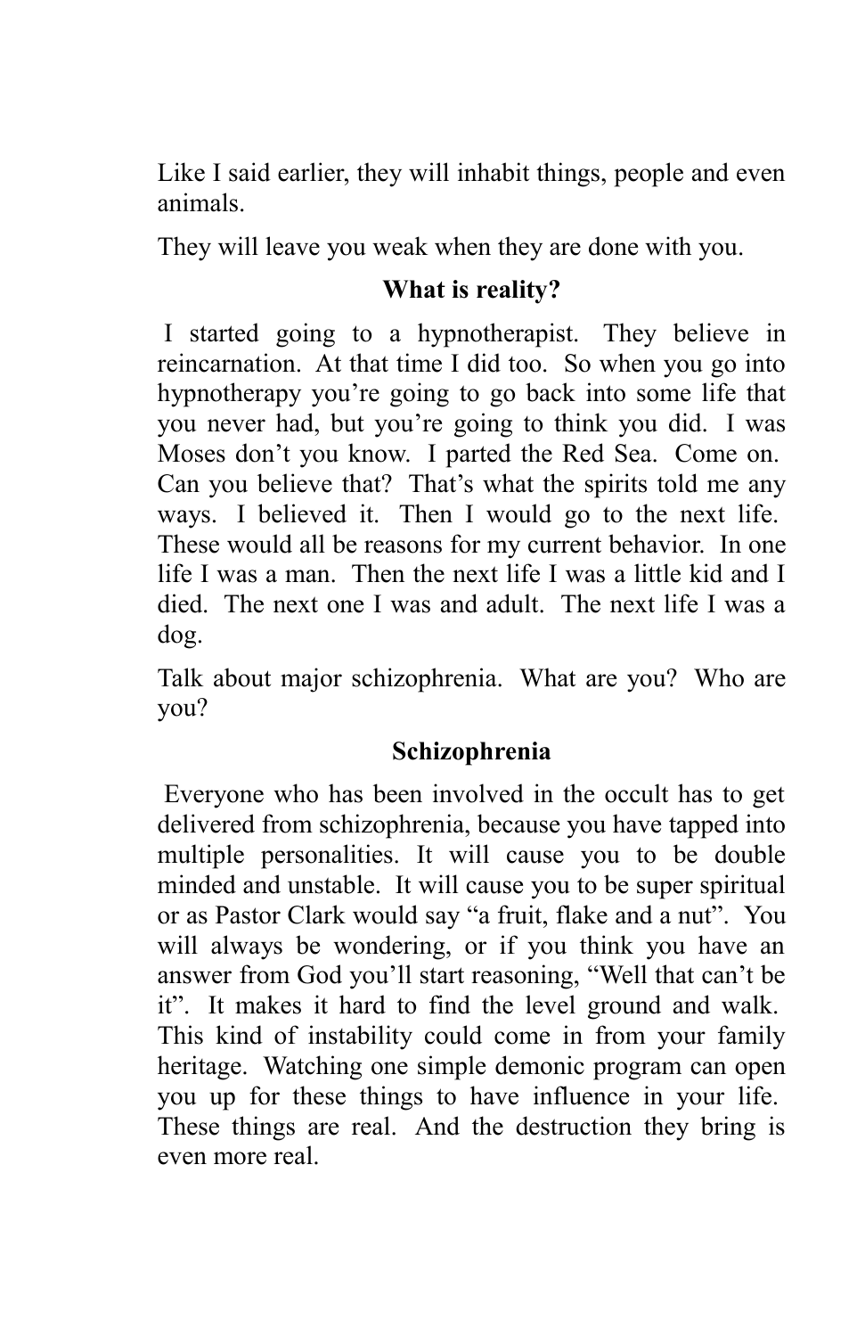Like I said earlier, they will inhabit things, people and even animals.

They will leave you weak when they are done with you.

## What is reality?

I started going to a hypnotherapist. They believe in reincarnation. At that time I did too. So when you go into hypnotherapy you're going to go back into some life that you never had, but you're going to think you did. I was Moses don't you know. I parted the Red Sea. Come on. Can you believe that? That's what the spirits told me any ways. I believed it. Then I would go to the next life. These would all be reasons for my current behavior. In one life I was a man. Then the next life I was a little kid and I died. The next one I was and adult. The next life I was a dog.

Talk about major schizophrenia. What are you? Who are you?

## Schizophrenia

Everyone who has been involved in the occult has to get delivered from schizophrenia, because you have tapped into multiple personalities. It will cause you to be double minded and unstable. It will cause you to be super spiritual or as Pastor Clark would say "a fruit, flake and a nut". You will always be wondering, or if you think you have an answer from God you'll start reasoning, "Well that can't be it". It makes it hard to find the level ground and walk. This kind of instability could come in from your family heritage. Watching one simple demonic program can open you up for these things to have influence in your life. These things are real. And the destruction they bring is even more real.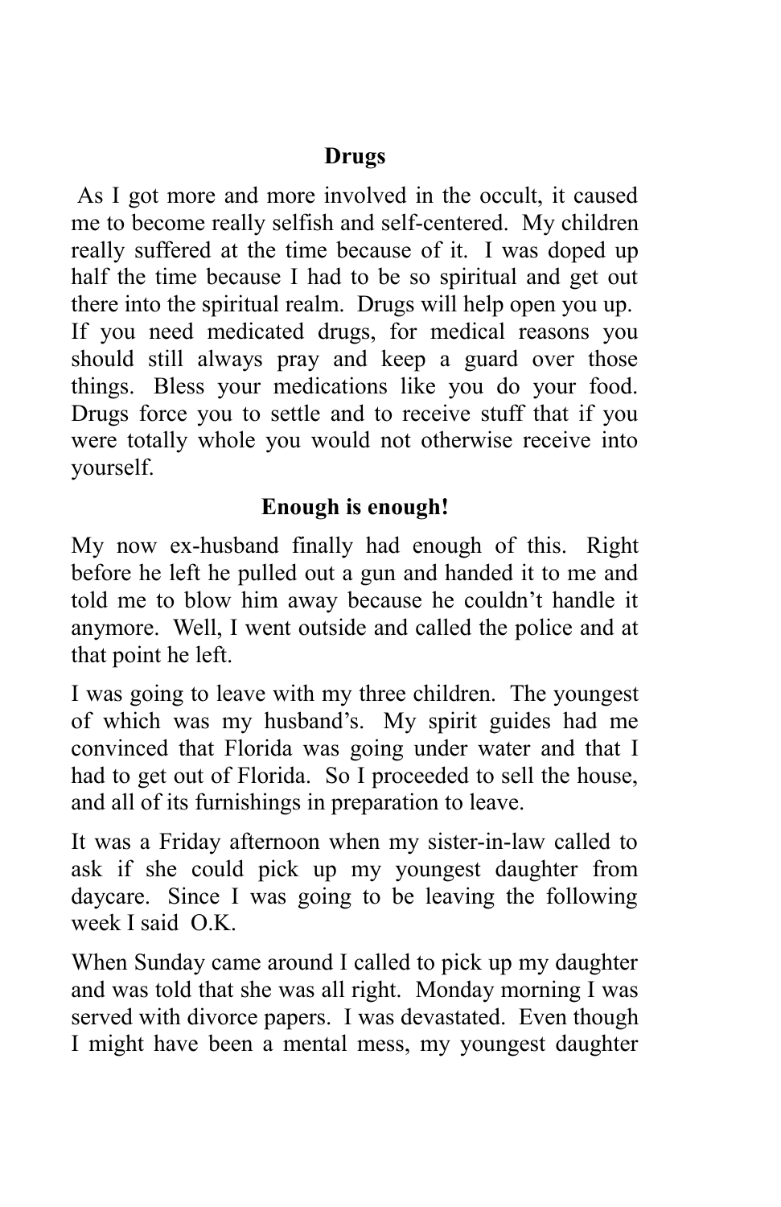**Drugs**

As I got more and more involved in the occult, it caused me to become really selfish and self-centered. My children really suffered at the time because of it. I was doped up half the time because I had to be so spiritual and get out there into the spiritual realm. Drugs will help open you up. If you need medicated drugs, for medical reasons you should still always pray and keep a guard over those things. Bless your medications like you do your food. Drugs force you to settle and to receive stuff that if you were totally whole you would not otherwise receive into yourself.

**Enough is enough!**

My now ex-husband finally had enough of this. Right before he left he pulled out a gun and handed it to me and told me to blow him away because he couldn't handle it anymore. Well, I went outside and called the police and at that point he left.

I was going to leave with my three children. The youngest of which was my husband's. My spirit guides had me convinced that Florida was going under water and that I had to get out of Florida. So I proceeded to sell the house, and all of its furnishings in preparation to leave.

It was a Friday afternoon when my sister-in-law called to ask if she could pick up my youngest daughter from daycare. Since I was going to be leaving the following week I said O.K.

When Sunday came around I called to pick up my daughter and was told that she was all right. Monday morning I was served with divorce papers. I was devastated. Even though I might have been a mental mess, my youngest daughter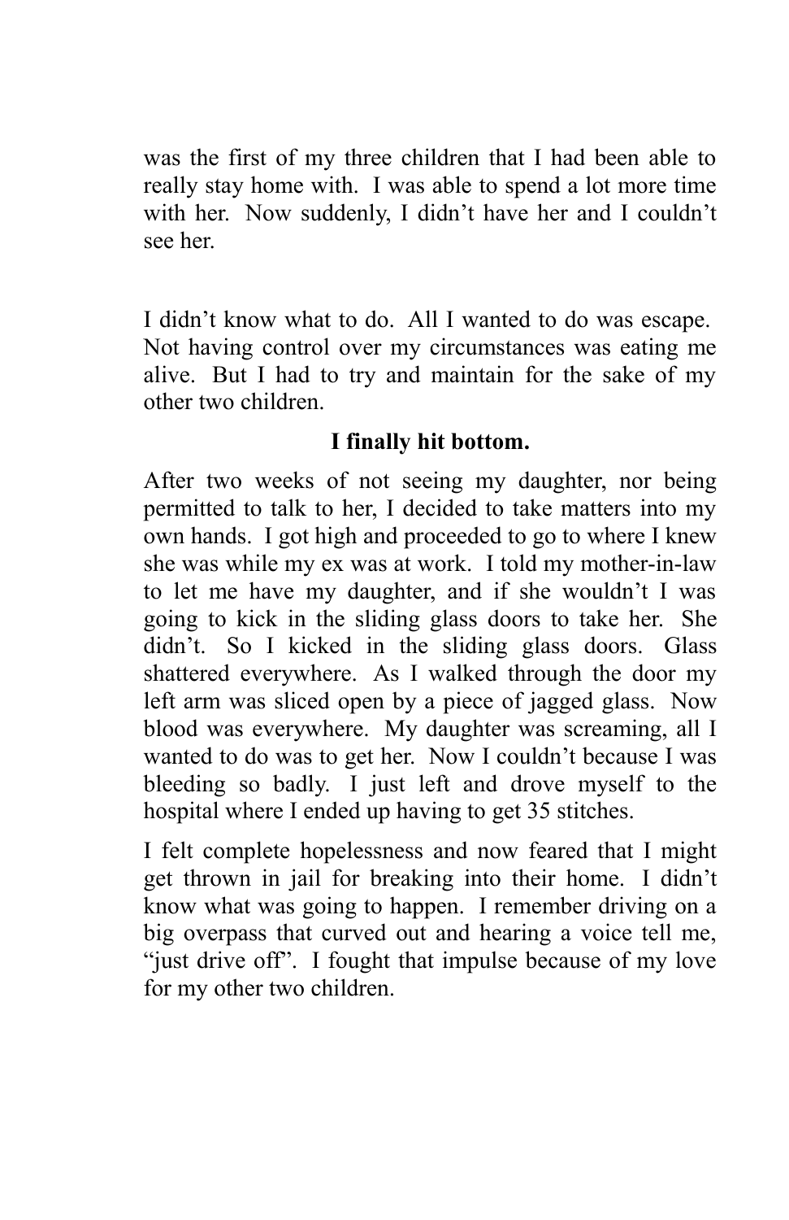was the first of my three children that I had been able to really stay home with. I was able to spend a lot more time with her. Now suddenly, I didn't have her and I couldn't see her.

I didn't know what to do. All I wanted to do was escape. Not having control over my circumstances was eating me alive. But I had to try and maintain for the sake of my other two children.

**I finally hit bottom.**

After two weeks of not seeing my daughter, nor being permitted to talk to her, I decided to take matters into my own hands. I got high and proceeded to go to where I knew she was while my ex was at work. I told my mother-in-law to let me have my daughter, and if she wouldn't I was going to kick in the sliding glass doors to take her. She didn't. So I kicked in the sliding glass doors. Glass shattered everywhere. As I walked through the door my left arm was sliced open by a piece of jagged glass. Now blood was everywhere. My daughter was screaming, all I wanted to do was to get her. Now I couldn't because I was bleeding so badly. I just left and drove myself to the hospital where I ended up having to get 35 stitches.

I felt complete hopelessness and now feared that I might get thrown in jail for breaking into their home. I didn't know what was going to happen. I remember driving on a big overpass that curved out and hearing a voice tell me, "just drive off". I fought that impulse because of my love for my other two children.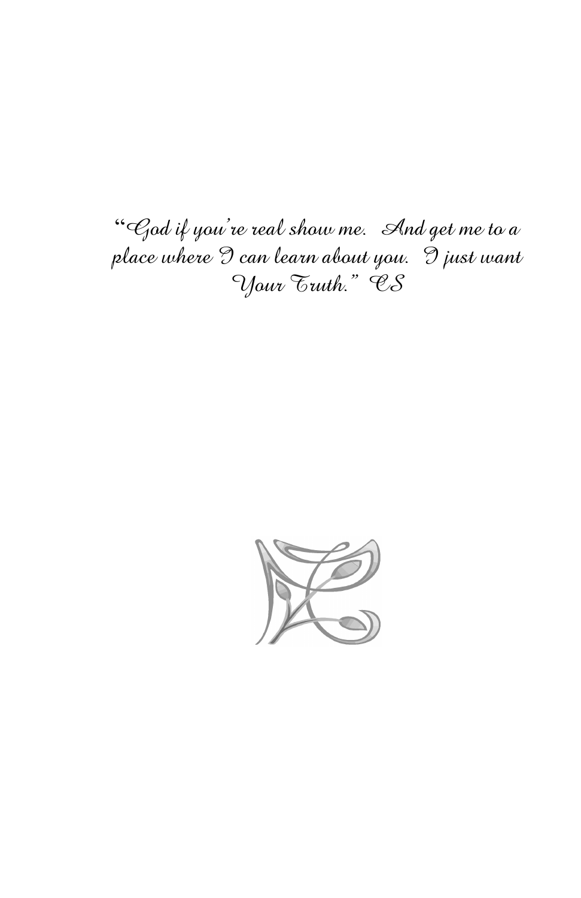*"God if you're real show me. And get me to a place where I can learn about you. I just want Your Truth." CS*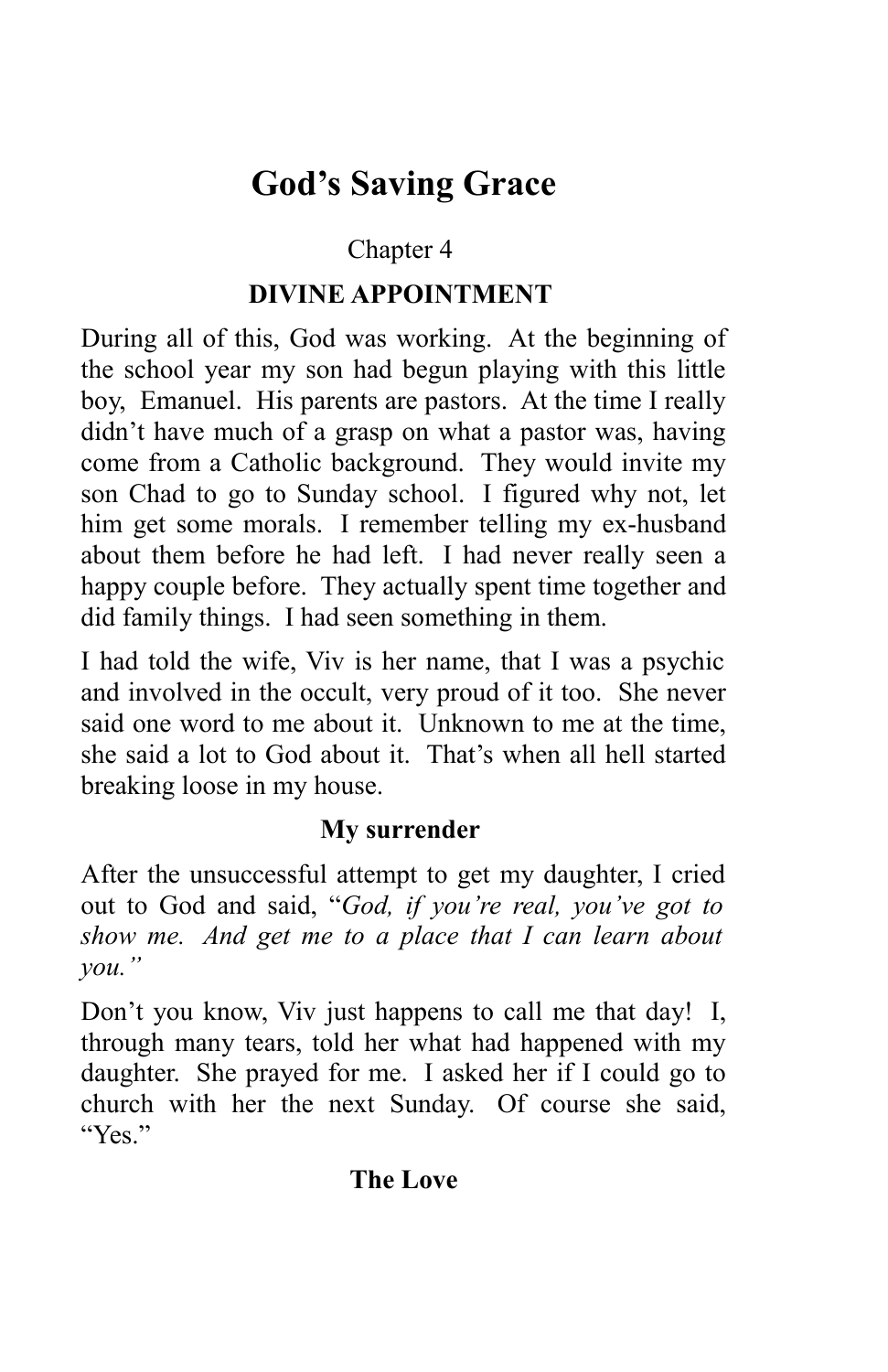# God's Saving Grace

Chapter 4

## DIVINE APPOINTMENT

During all of this, God was working. At the beginning of the school year my son had begun playing with this little boy, Emanuel. His parents are pastors. At the time I really didn't have much of a grasp on what a pastor was, having come from a Catholic background. They would invite my son Chad to go to Sunday school. I figured why not, let him get some morals. I remember telling my ex-husband about them before he had left. I had never really seen a happy couple before. They actually spent time together and did family things. I had seen something in them.

I had told the wife, Viv is her name, that I was a psychic and involved in the occult, very proud of it too. She never said one word to me about it. Unknown to me at the time, she said a lot to God about it. That's when all hell started breaking loose in my house.

### My surrender

After the unsuccessful attempt to get my daughter, I cried out to God and said, "*God, if you're real, you've got to show me. And get me to a place that I can learn about you.*"

Don't you know, Viv just happens to call me that day! I, through many tears, told her what had happened with my daughter. She prayed for me. I asked her if I could go to church with her the next Sunday. Of course she said, "Yes."

### The Love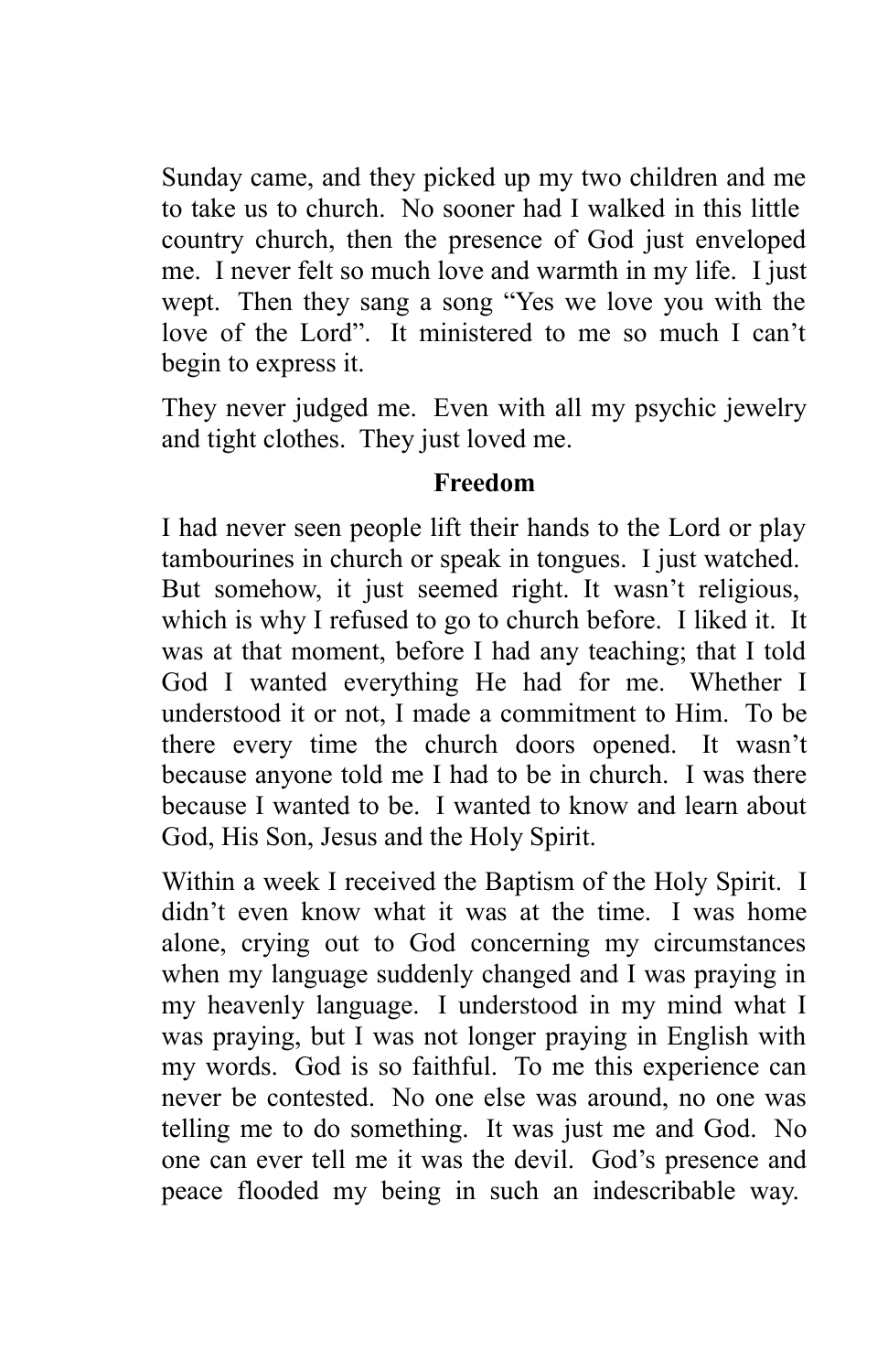Sunday came, and they picked up my two children and me to take us to church. No sooner had I walked in this little country church, then the presence of God just enveloped me. I never felt so much love and warmth in my life. I just wept. Then they sang a song "Yes we love you with the love of the Lord". It ministered to me so much I can't begin to express it.

They never judged me. Even with all my psychic jewelry and tight clothes. They just loved me.

## Freedom

I had never seen people lift their hands to the Lord or play tambourines in church or speak in tongues. I just watched. But somehow, it just seemed right. It wasn't religious, which is why I refused to go to church before. I liked it. It was at that moment, before I had any teaching; that I told God I wanted everything He had for me. Whether I understood it or not, I made a commitment to Him. To be there every time the church doors opened. It wasn't because anyone told me I had to be in church. I was there because I wanted to be. I wanted to know and learn about God, His Son, Jesus and the Holy Spirit.

Within a week I received the Baptism of the Holy Spirit. I didn't even know what it was at the time. I was home alone, crying out to God concerning my circumstances when my language suddenly changed and I was praying in my heavenly language. I understood in my mind what I was praying, but I was not longer praying in English with my words. God is so faithful. To me this experience can never be contested. No one else was around, no one was telling me to do something. It was just me and God. No one can ever tell me it was the devil. God's presence and peace flooded my being in such an indescribable way.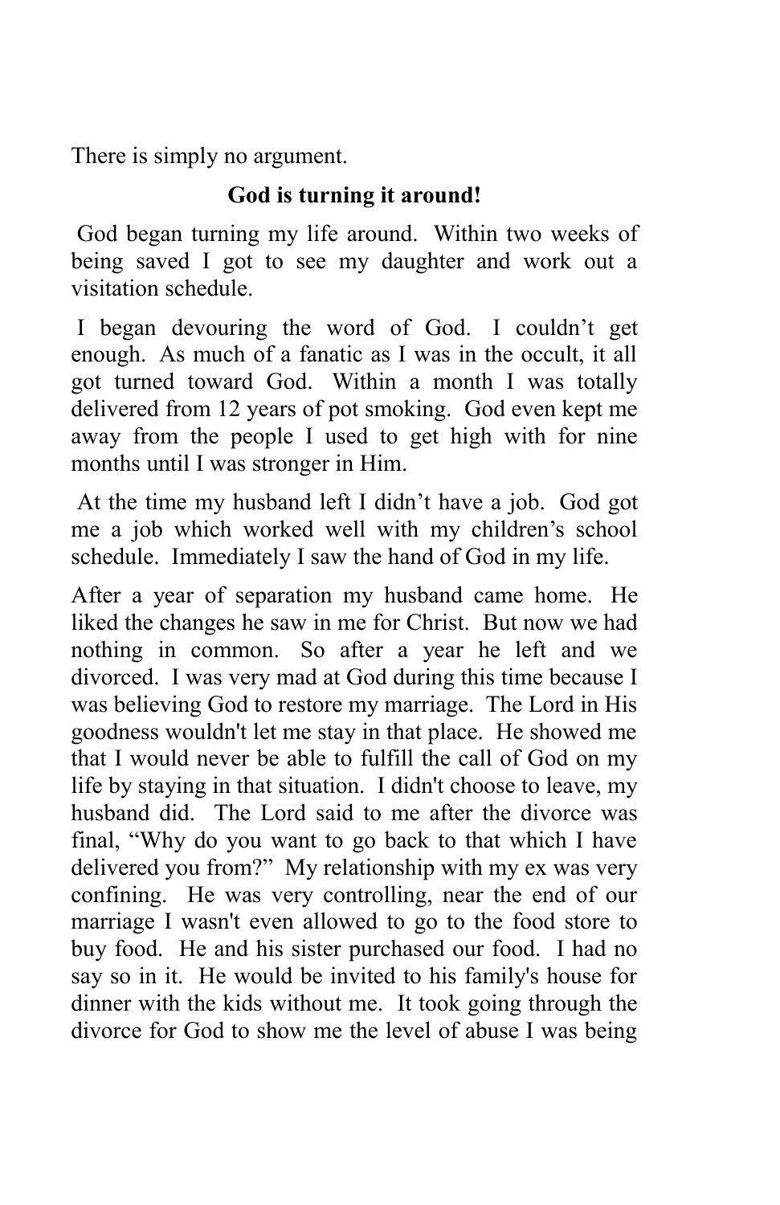There is simply no argument.

**God is turning it around!**

God began turning my life around. Within two weeks of being saved I got to see my daughter and work out a visitation schedule.

I began devouring the word of God. I couldn't get enough. As much of a fanatic as I was in the occult, it all got turned toward God. Within a month I was totally delivered from 12 years of pot smoking. God even kept me away from the people I used to get high with for nine months until I was stronger in Him.

At the time my husband left I didn't have a job. God got me a job which worked well with my children's school schedule. Immediately I saw the hand of God in my life.

After a year of separation my husband came home. He liked the changes he saw in me for Christ. But now we had nothing in common. So after a year he left and we divorced. I was very mad at God during this time because I was believing God to restore my marriage. The Lord in His goodness wouldn't let me stay in that place. He showed me that I would never be able to fulfill the call of God on my life by staying in that situation. I didn't choose to leave, my husband did. The Lord said to me after the divorce was final, "Why do you want to go back to that which I have delivered you from?" My relationship with my ex was very confining. He was very controlling, near the end of our marriage I wasn't even allowed to go to the food store to buy food. He and his sister purchased our food. I had no say so in it. He would be invited to his family's house for dinner with the kids without me. It took going through the divorce for God to show me the level of abuse I was being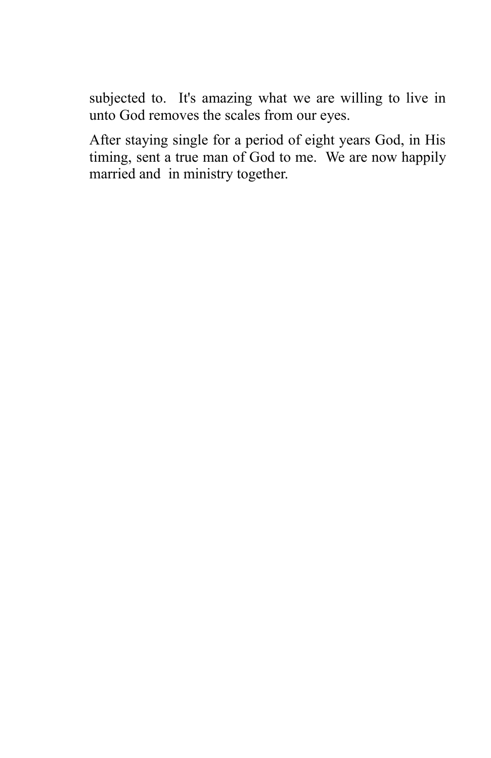subjected to. It's amazing what we are willing to live in unto God removes the scales from our eyes.

After staying single for a period of eight years God, in His timing, sent a true man of God to me. We are now happily married and in ministry together.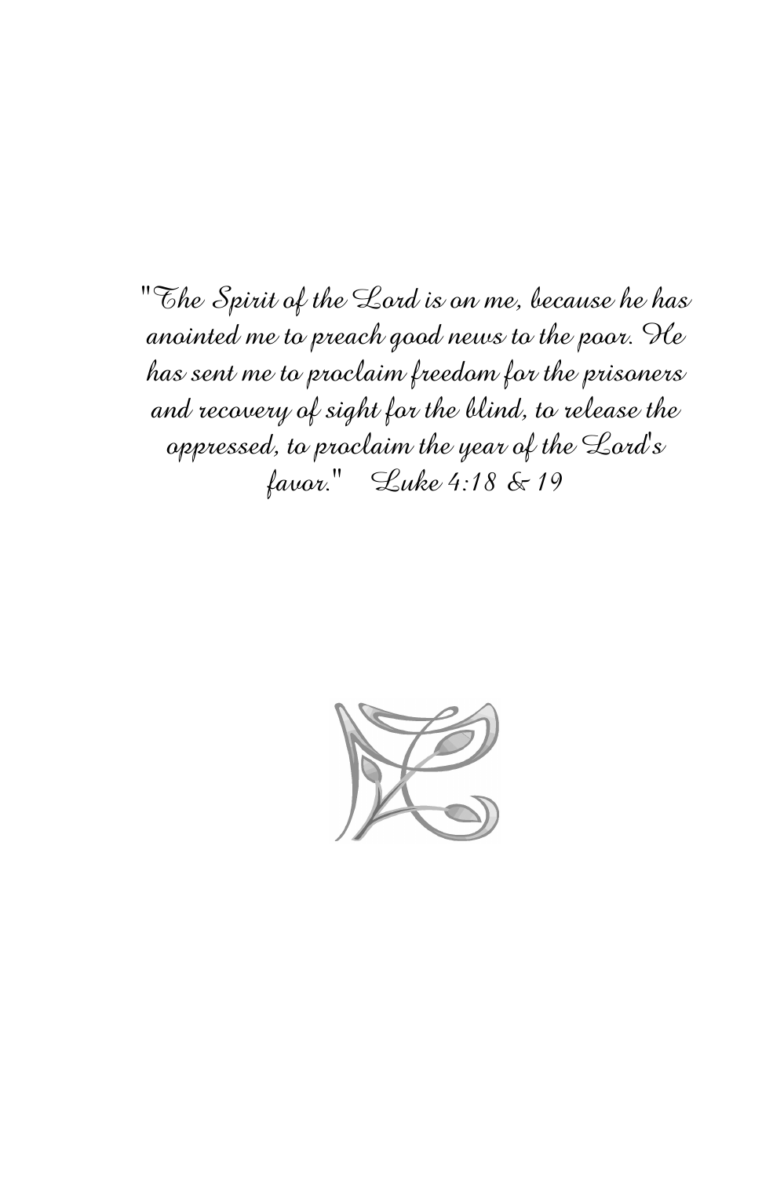*"The Spirit of the Lord is on me, because he has anointed me to preach good news to the poor. He has sent me to proclaim freedom for the prisoners and recovery of sight for the blind, to release the oppressed, to proclaim the year of the Lord's favor." Luke 4:18 & 19*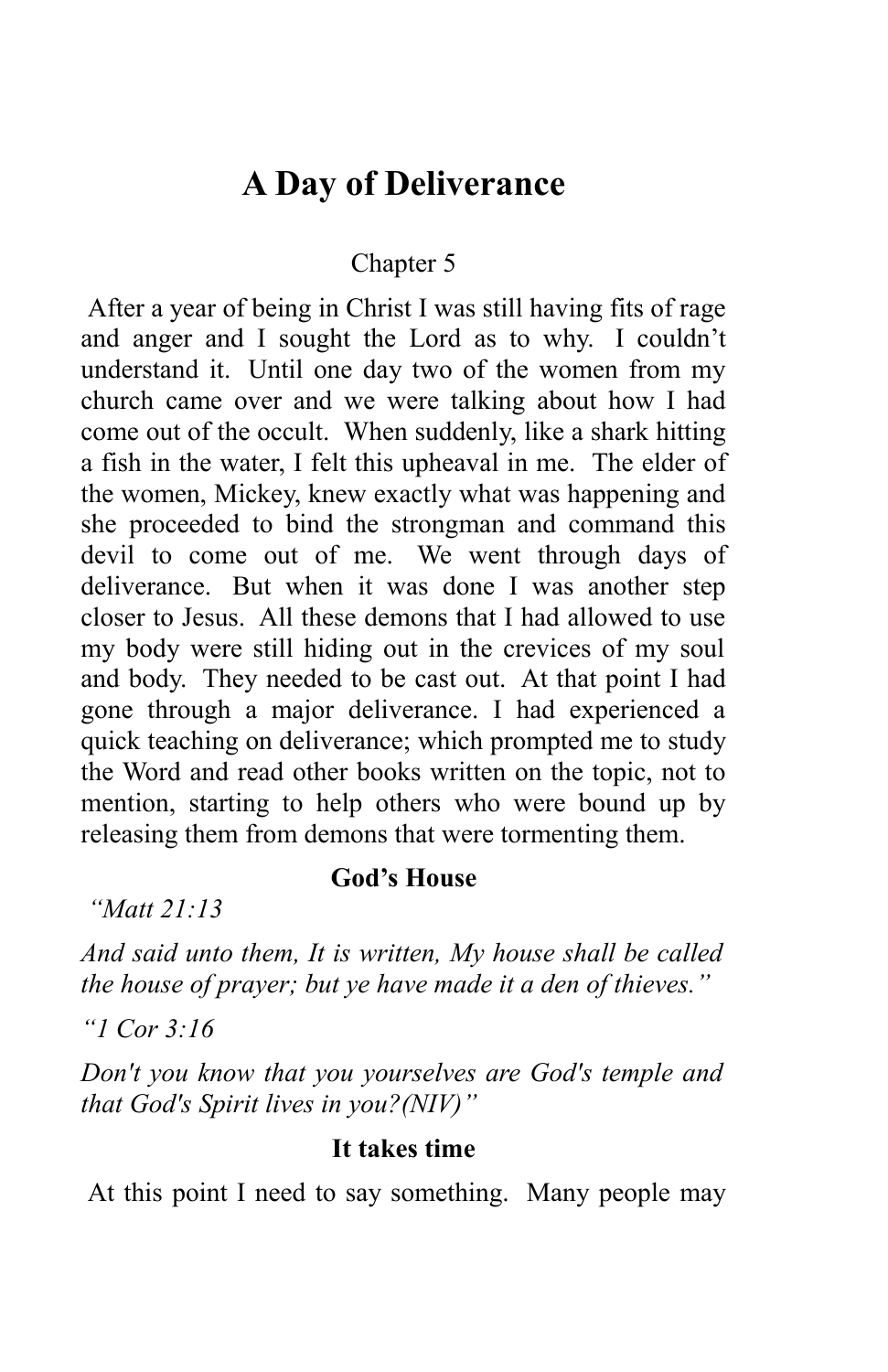# A Day of Deliverance

Chapter 5

After a year of being in Christ I was still having fits of rage and anger and I sought the Lord as to why. I couldn't understand it. Until one day two of the women from my church came over and we were talking about how I had come out of the occult. When suddenly, like a shark hitting a fish in the water, I felt this upheaval in me. The elder of the women, Mickey, knew exactly what was happening and she proceeded to bind the strongman and command this devil to come out of me. We went through days of deliverance. But when it was done I was another step closer to Jesus. All these demons that I had allowed to use my body were still hiding out in the crevices of my soul and body. They needed to be cast out. At that point I had gone through a major deliverance. I had experienced a quick teaching on deliverance; which prompted me to study the Word and read other books written on the topic, not to mention, starting to help others who were bound up by releasing them from demons that were tormenting them.

### God's House

*"Matt 21:13*

*And said unto them, It is written, My house shall be called the house of prayer; but ye have made it a den of thieves."*

*"1 Cor 3:16*

*Don't you know that you yourselves are God's temple and that God's Spirit lives in you?(NIV)"*

### It takes time

At this point I need to say something. Many people may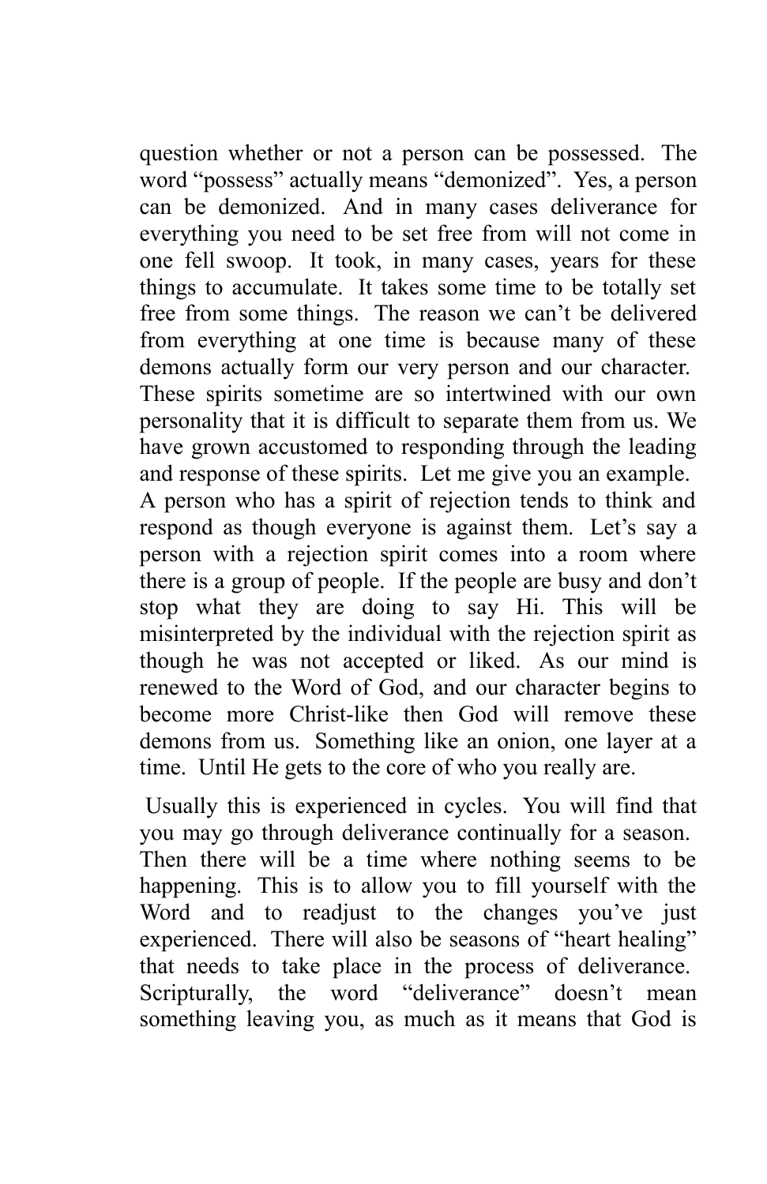question whether or not a person can be possessed. The word "possess" actually means "demonized". Yes, a person can be demonized. And in many cases deliverance for everything you need to be set free from will not come in one fell swoop. It took, in many cases, years for these things to accumulate. It takes some time to be totally set free from some things. The reason we can't be delivered from everything at one time is because many of these demons actually form our very person and our character. These spirits sometime are so intertwined with our own personality that it is difficult to separate them from us. We have grown accustomed to responding through the leading and response of these spirits. Let me give you an example. A person who has a spirit of rejection tends to think and respond as though everyone is against them. Let's say a person with a rejection spirit comes into a room where there is a group of people. If the people are busy and don't stop what they are doing to say Hi. This will be misinterpreted by the individual with the rejection spirit as though he was not accepted or liked. As our mind is renewed to the Word of God, and our character begins to become more Christ-like then God will remove these demons from us. Something like an onion, one layer at a time. Until He gets to the core of who you really are.

Usually this is experienced in cycles. You will find that you may go through deliverance continually for a season. Then there will be a time where nothing seems to be happening. This is to allow you to fill yourself with the Word and to readjust to the changes you've just experienced. There will also be seasons of "heart healing" that needs to take place in the process of deliverance. Scripturally, the word "deliverance" doesn't mean something leaving you, as much as it means that God is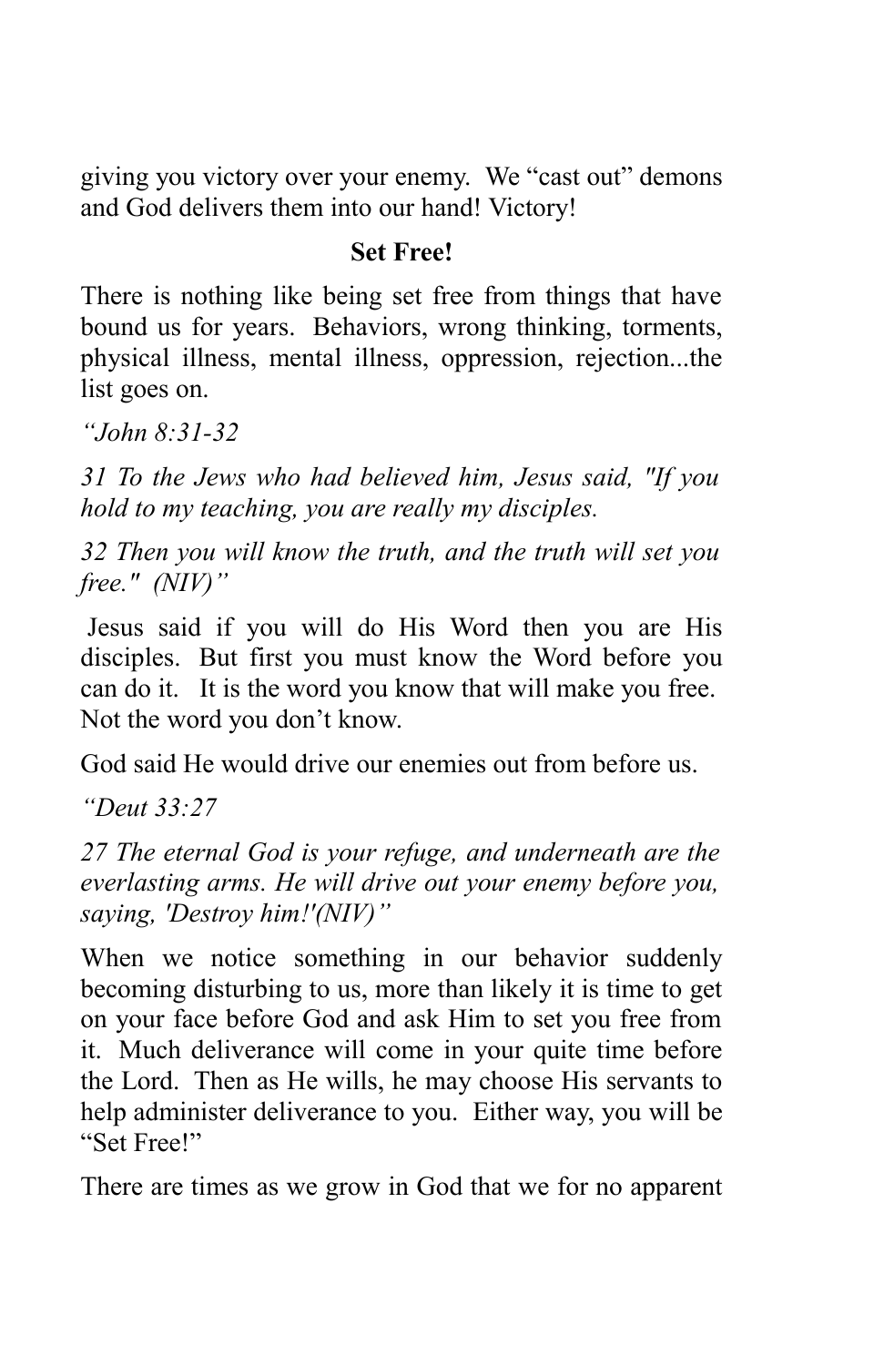giving you victory over your enemy. We "cast out" demons and God delivers them into our hand! Victory!

**Set Free!**

There is nothing like being set free from things that have bound us for years. Behaviors, wrong thinking, torments, physical illness, mental illness, oppression, rejection...the list goes on.

*"John 8:31-32*

*31 To the Jews who had believed him, Jesus said, "If you hold to my teaching, you are really my disciples.*

*32 Then you will know the truth, and the truth will set you free." (NIV)"*

Jesus said if you will do His Word then you are His disciples. But first you must know the Word before you can do it. It is the word you know that will make you free. Not the word you don't know.

God said He would drive our enemies out from before us.

*"Deut 33:27*

*27 The eternal God is your refuge, and underneath are the everlasting arms. He will drive out your enemy before you, saying, 'Destroy him!'(NIV)"*

When we notice something in our behavior suddenly becoming disturbing to us, more than likely it is time to get on your face before God and ask Him to set you free from it. Much deliverance will come in your quite time before the Lord. Then as He wills, he may choose His servants to help administer deliverance to you. Either way, you will be "Set Free!"

There are times as we grow in God that we for no apparent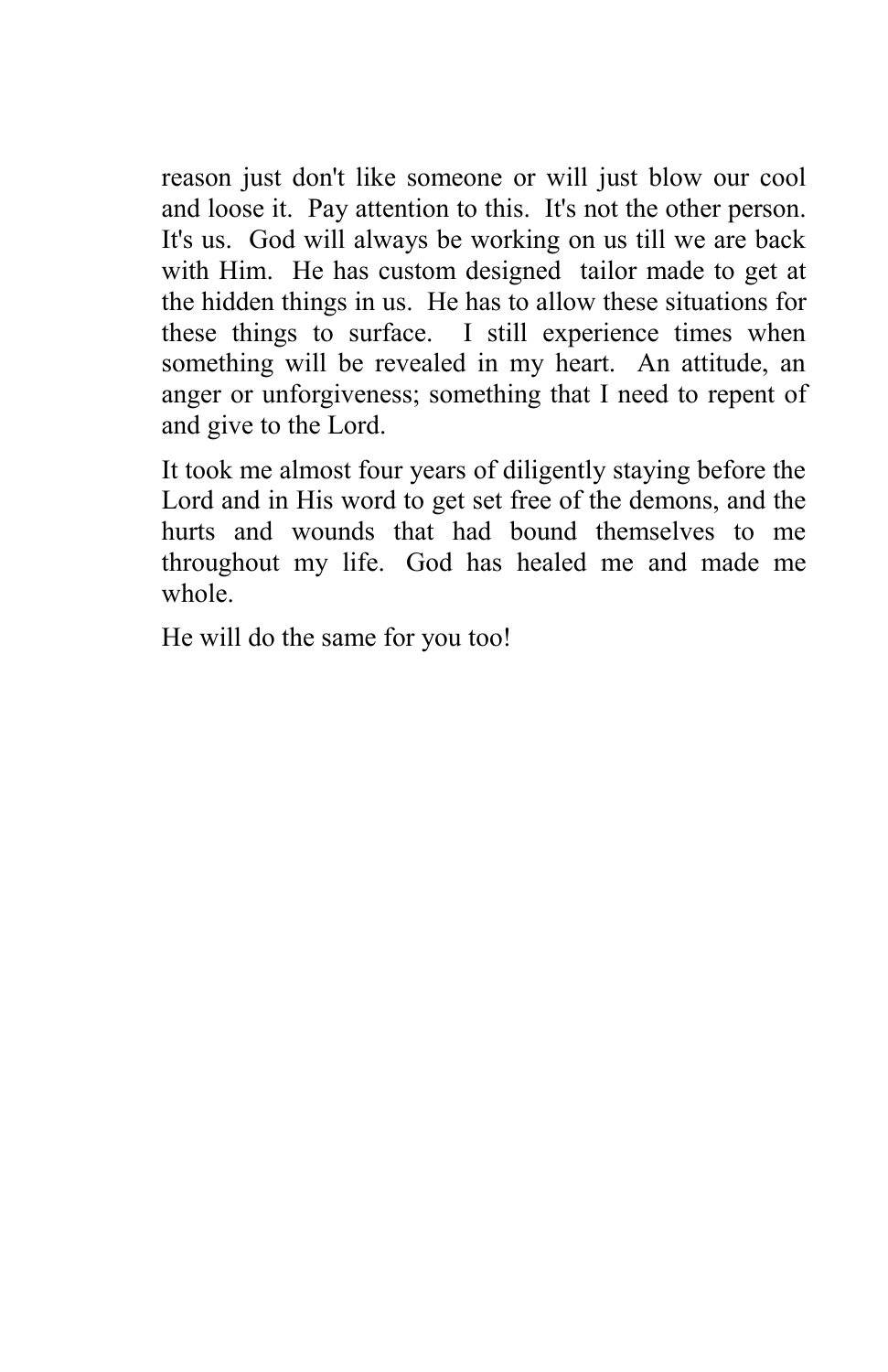reason just don't like someone or will just blow our cool and loose it. Pay attention to this. It's not the other person. It's us. God will always be working on us till we are back with Him. He has custom designed tailor made to get at the hidden things in us. He has to allow these situations for these things to surface. I still experience times when something will be revealed in my heart. An attitude, an anger or unforgiveness; something that I need to repent of and give to the Lord.

It took me almost four years of diligently staying before the Lord and in His word to get set free of the demons, and the hurts and wounds that had bound themselves to me throughout my life. God has healed me and made me whole.

He will do the same for you too!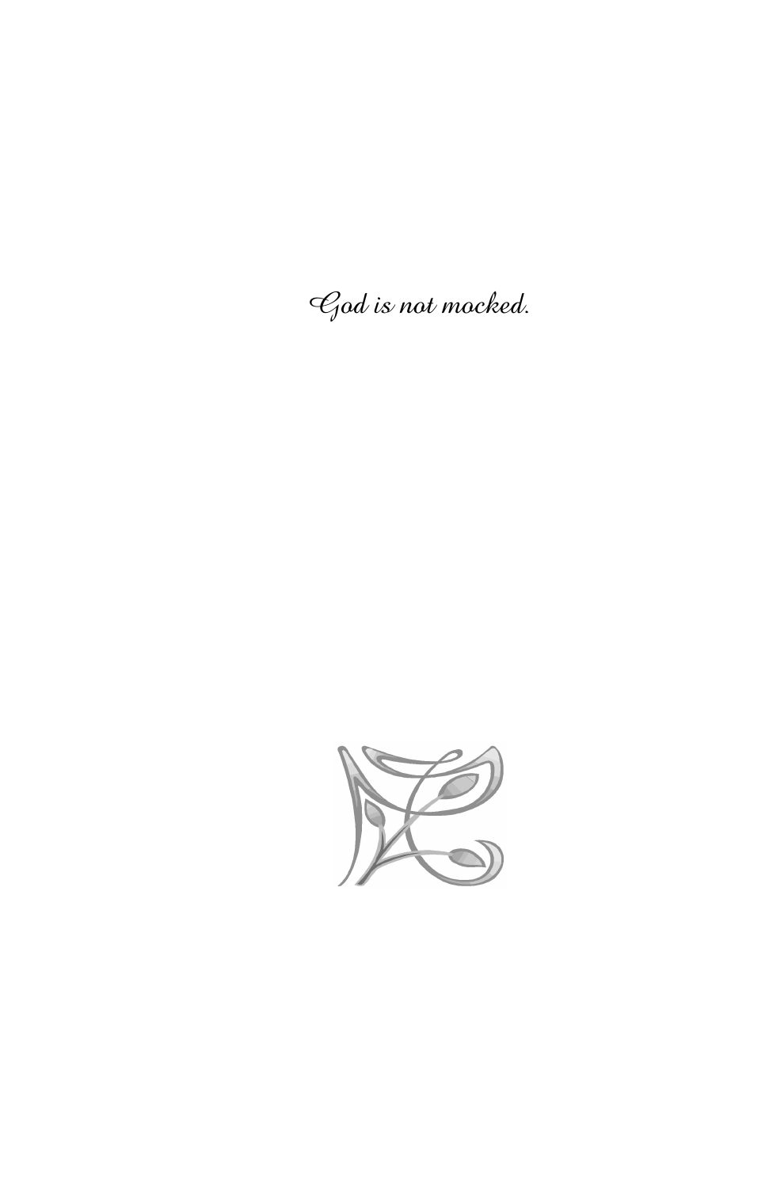*God is not mocked.*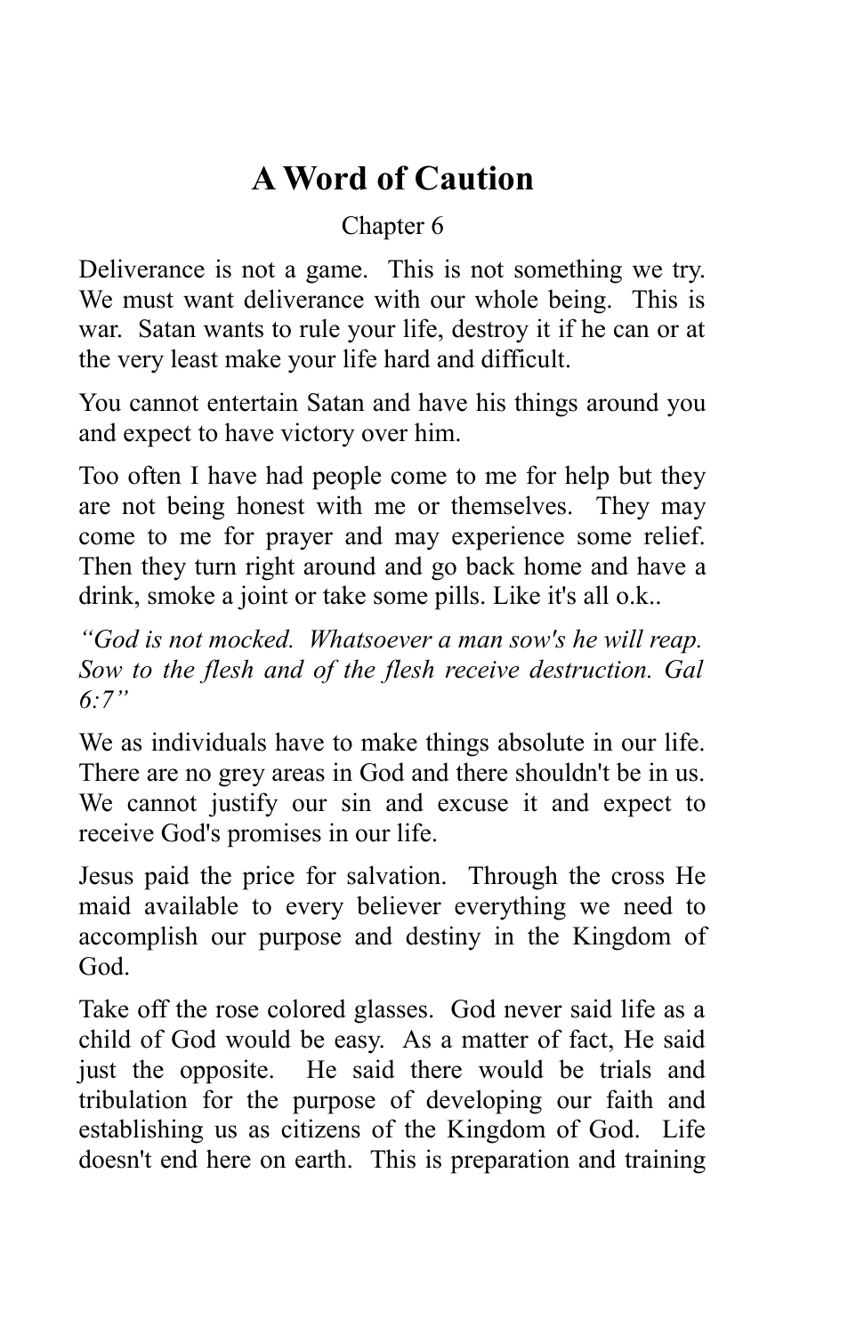# A Word of Caution

Chapter 6

Deliverance is not a game. This is not something we try. We must want deliverance with our whole being. This is war. Satan wants to rule your life, destroy it if he can or at the very least make your life hard and difficult.

You cannot entertain Satan and have his things around you and expect to have victory over him.

Too often I have had people come to me for help but they are not being honest with me or themselves. They may come to me for prayer and may experience some relief. Then they turn right around and go back home and have a drink, smoke a joint or take some pills. Like it's all o.k..

*"God is not mocked. Whatsoever a man sow's he will reap. Sow to the flesh and of the flesh receive destruction. Gal 6:7"*

We as individuals have to make things absolute in our life. There are no grey areas in God and there shouldn't be in us. We cannot justify our sin and excuse it and expect to receive God's promises in our life.

Jesus paid the price for salvation. Through the cross He maid available to every believer everything we need to accomplish our purpose and destiny in the Kingdom of God.

Take off the rose colored glasses. God never said life as a child of God would be easy. As a matter of fact, He said just the opposite. He said there would be trials and tribulation for the purpose of developing our faith and establishing us as citizens of the Kingdom of God. Life doesn't end here on earth. This is preparation and training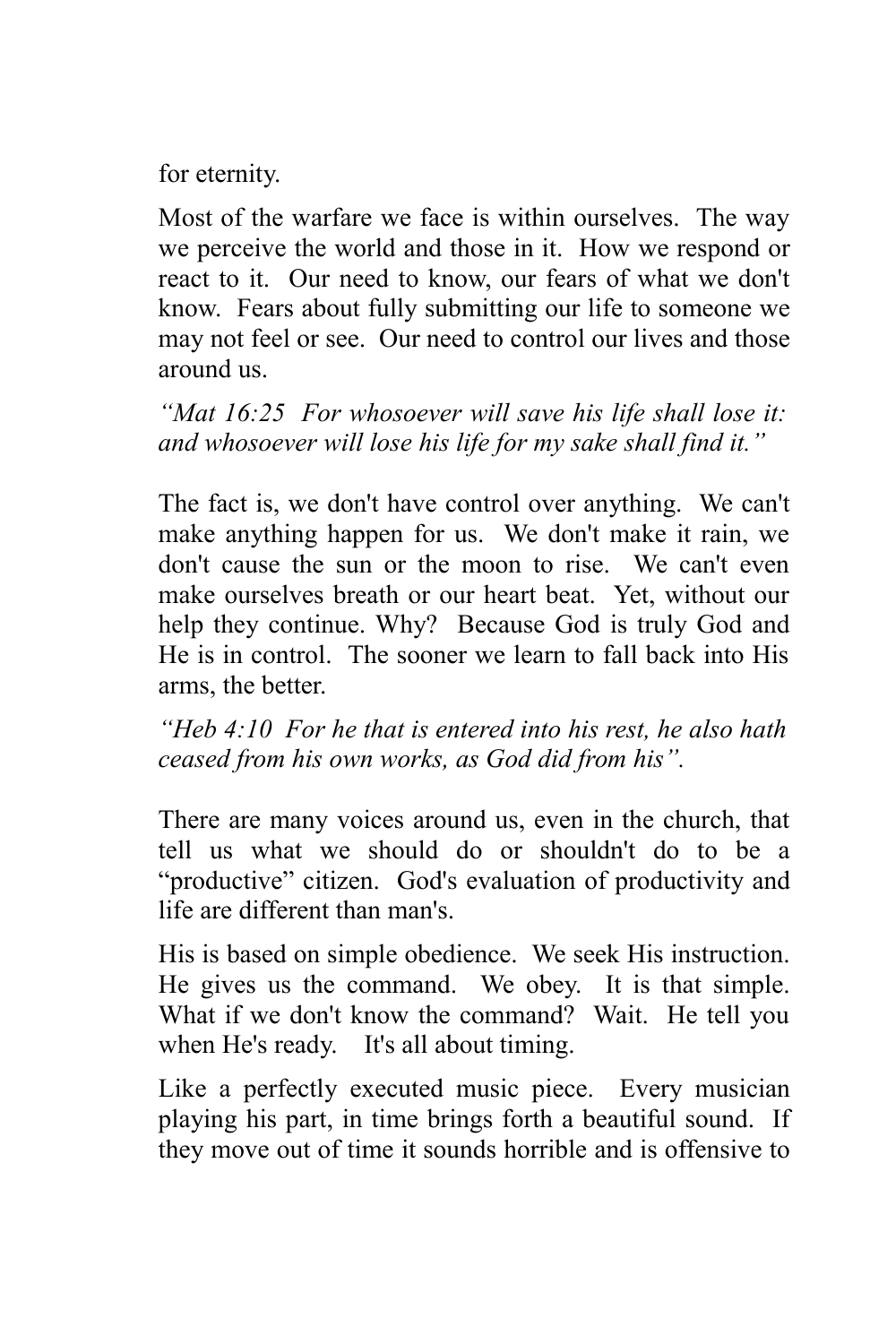for eternity.

Most of the warfare we face is within ourselves. The way we perceive the world and those in it. How we respond or react to it. Our need to know, our fears of what we don't know. Fears about fully submitting our life to someone we may not feel or see. Our need to control our lives and those around us.

*"Mat 16:25 For whosoever will save his life shall lose it: and whosoever will lose his life for my sake shall find it."*

The fact is, we don't have control over anything. We can't make anything happen for us. We don't make it rain, we don't cause the sun or the moon to rise. We can't even make ourselves breath or our heart beat. Yet, without our help they continue. Why? Because God is truly God and He is in control. The sooner we learn to fall back into His arms, the better.

*"Heb 4:10 For he that is entered into his rest, he also hath ceased from his own works, as God did from his".*

There are many voices around us, even in the church, that tell us what we should do or shouldn't do to be a "productive" citizen. God's evaluation of productivity and life are different than man's.

His is based on simple obedience. We seek His instruction. He gives us the command. We obey. It is that simple. What if we don't know the command? Wait. He tell you when He's ready. It's all about timing.

Like a perfectly executed music piece. Every musician playing his part, in time brings forth a beautiful sound. If they move out of time it sounds horrible and is offensive to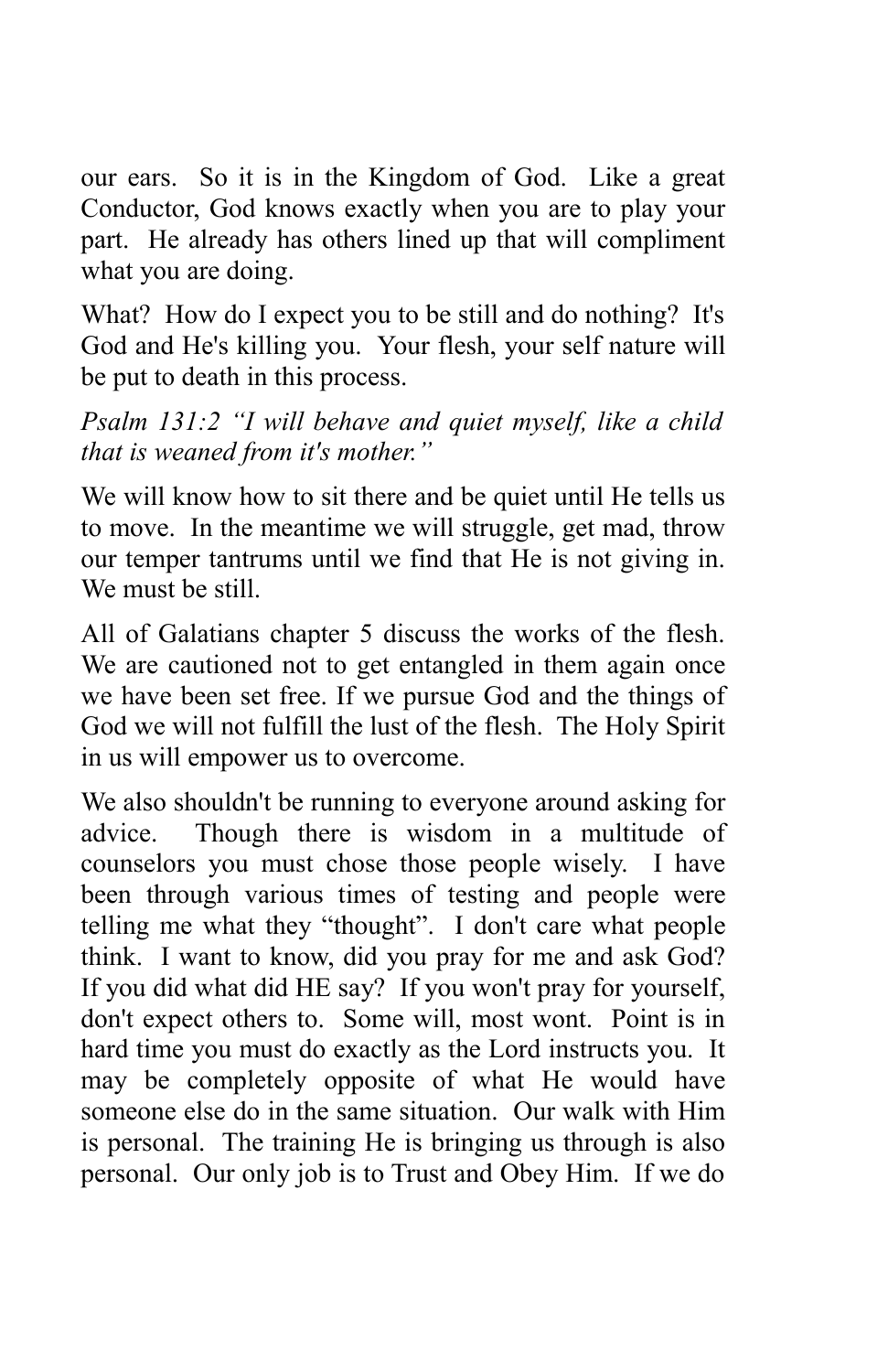our ears. So it is in the Kingdom of God. Like a great Conductor, God knows exactly when you are to play your part. He already has others lined up that will compliment what you are doing.

What? How do I expect you to be still and do nothing? It's God and He's killing you. Your flesh, your self nature will be put to death in this process.

*Psalm 131:2 "I will behave and quiet myself, like a child that is weaned from it's mother."*

We will know how to sit there and be quiet until He tells us to move. In the meantime we will struggle, get mad, throw our temper tantrums until we find that He is not giving in. We must be still.

All of Galatians chapter 5 discuss the works of the flesh. We are cautioned not to get entangled in them again once we have been set free. If we pursue God and the things of God we will not fulfill the lust of the flesh. The Holy Spirit in us will empower us to overcome.

We also shouldn't be running to everyone around asking for advice. Though there is wisdom in a multitude of counselors you must chose those people wisely. I have been through various times of testing and people were telling me what they "thought". I don't care what people think. I want to know, did you pray for me and ask God? If you did what did HE say? If you won't pray for yourself, don't expect others to. Some will, most wont. Point is in hard time you must do exactly as the Lord instructs you. It may be completely opposite of what He would have someone else do in the same situation. Our walk with Him is personal. The training He is bringing us through is also personal. Our only job is to Trust and Obey Him. If we do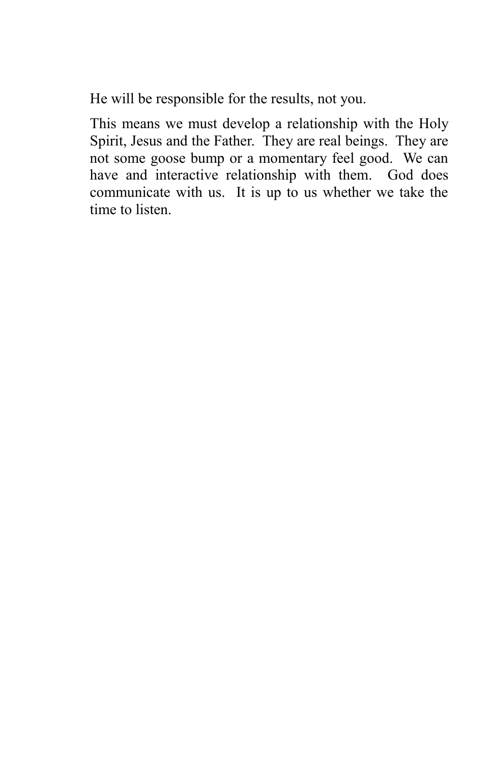He will be responsible for the results, not you.

This means we must develop a relationship with the Holy Spirit, Jesus and the Father. They are real beings. They are not some goose bump or a momentary feel good. We can have and interactive relationship with them. God does communicate with us. It is up to us whether we take the time to listen.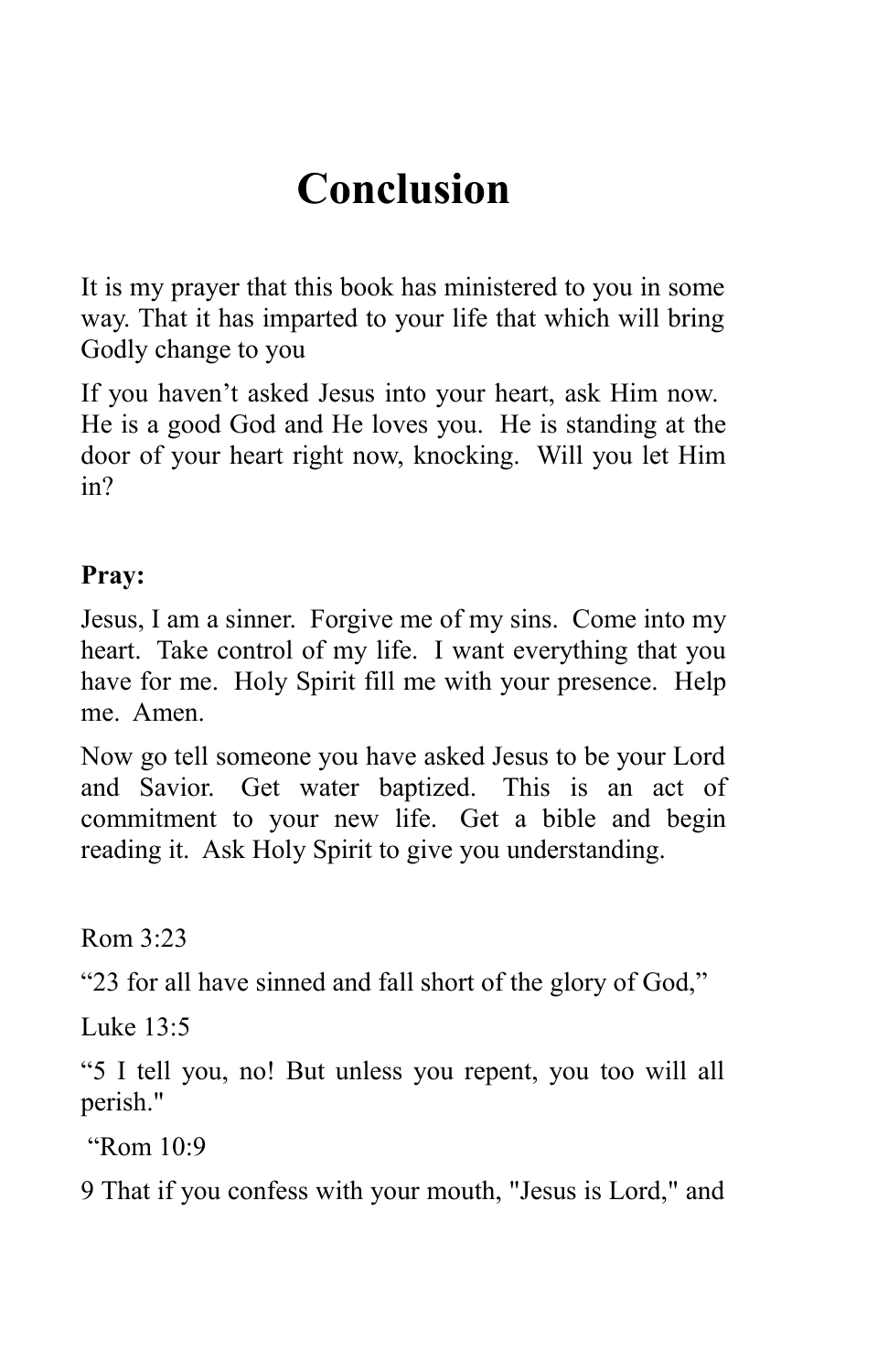# Conclusion

It is my prayer that this book has ministered to you in some way. That it has imparted to your life that which will bring Godly change to you

If you haven't asked Jesus into your heart, ask Him now. He is a good God and He loves you. He is standing at the door of your heart right now, knocking. Will you let Him in?

**Pray:**

Jesus, I am a sinner. Forgive me of my sins. Come into my heart. Take control of my life. I want everything that you have for me. Holy Spirit fill me with your presence. Help me. Amen.

Now go tell someone you have asked Jesus to be your Lord and Savior. Get water baptized. This is an act of commitment to your new life. Get a bible and begin reading it. Ask Holy Spirit to give you understanding.

Rom 3:23

"23 for all have sinned and fall short of the glory of God,"

Luke 13:5

"5 I tell you, no! But unless you repent, you too will all perish."

"Rom 10:9

9 That if you confess with your mouth, "Jesus is Lord," and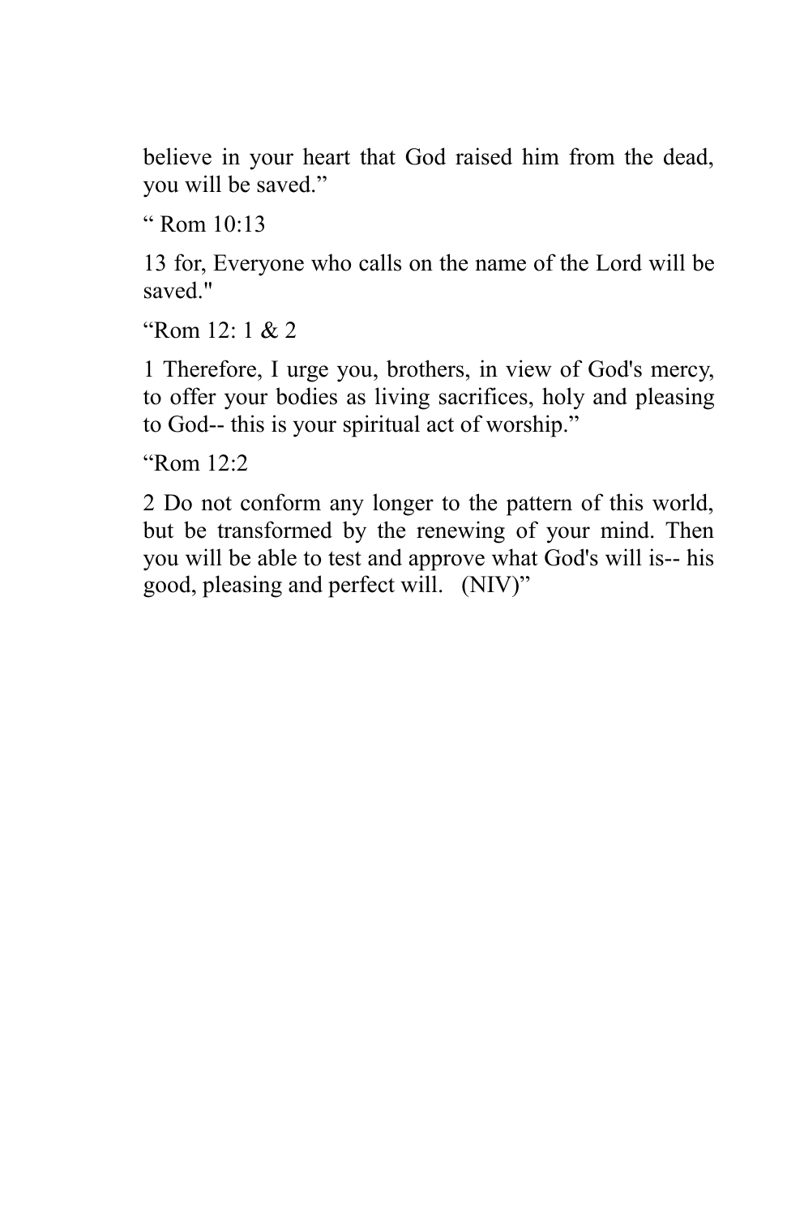believe in your heart that God raised him from the dead, you will be saved."

" Rom 10:13

13 for, Everyone who calls on the name of the Lord will be saved."

"Rom 12: 1 & 2

1 Therefore, I urge you, brothers, in view of God's mercy, to offer your bodies as living sacrifices, holy and pleasing to God-- this is your spiritual act of worship."

"Rom 12:2

2 Do not conform any longer to the pattern of this world, but be transformed by the renewing of your mind. Then you will be able to test and approve what God's will is-- his good, pleasing and perfect will. (NIV)"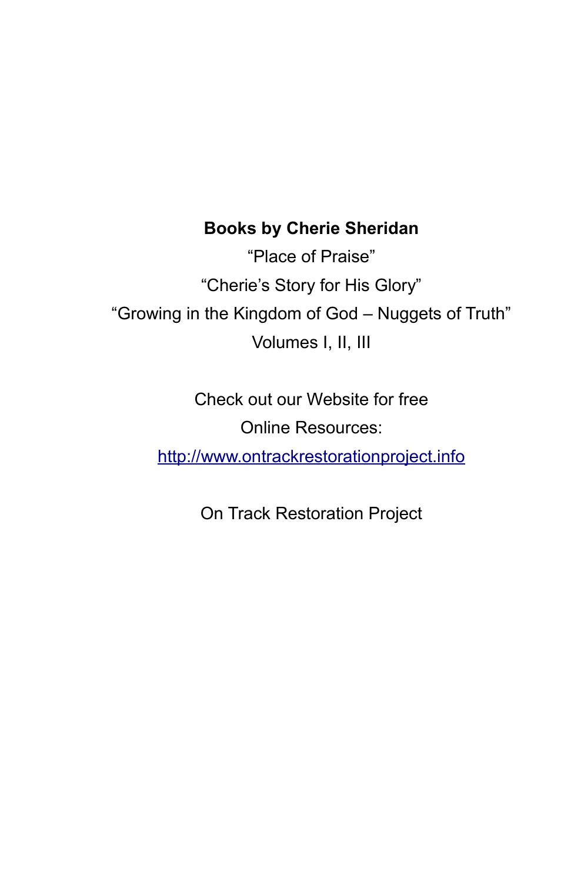**Books by Cherie Sheridan**

"Place of Praise"

"Cherie's Story for His Glory"

"Growing in the Kingdom of God – Nuggets of Truth"

Volumes I, II, III

Check out our Website for free

Online Resources:

http://www.ontrackrestorationproject.info

On Track Restoration Project